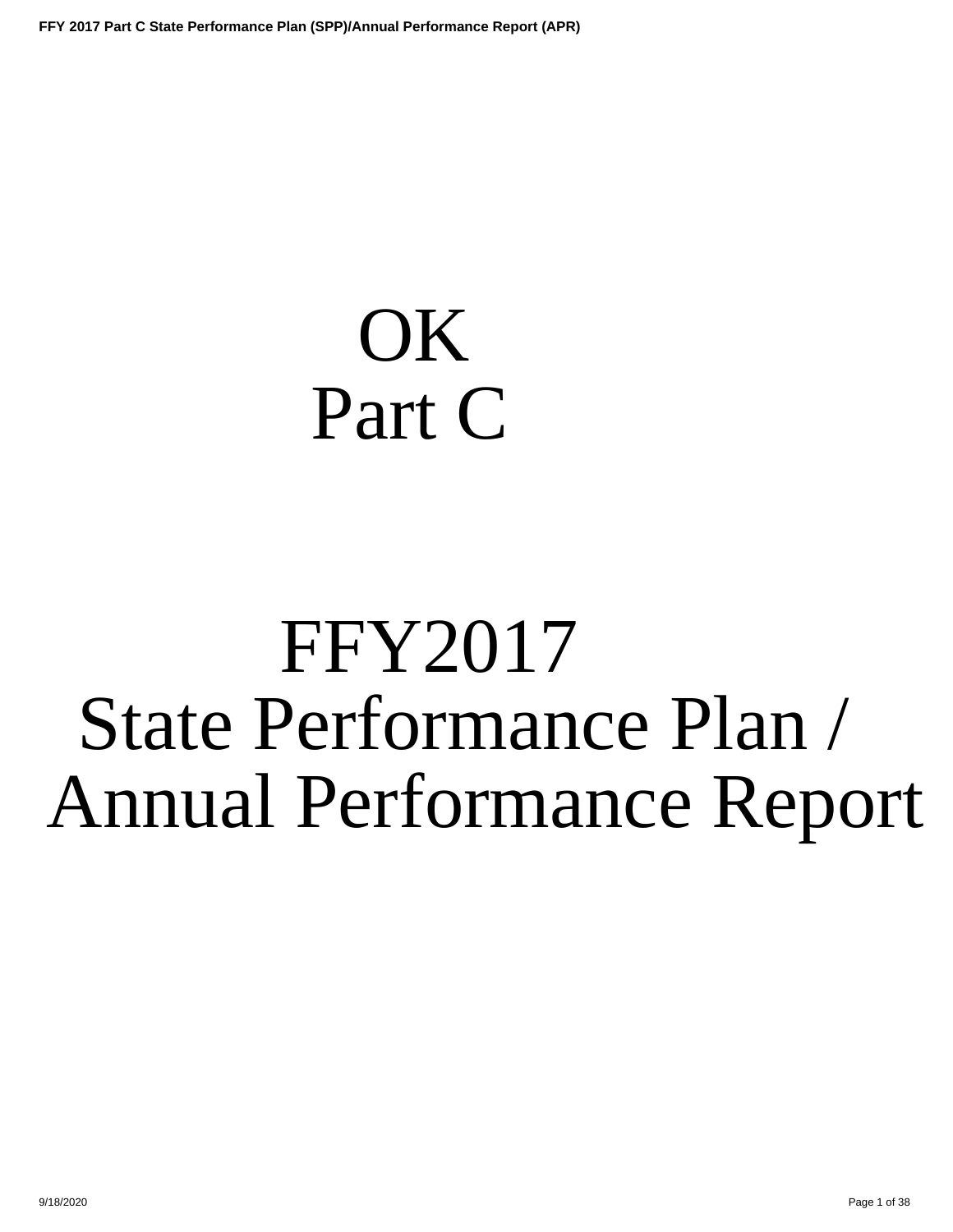# OK
# Part C

# FFY2017
# State Performance Plan / Annual Performance Report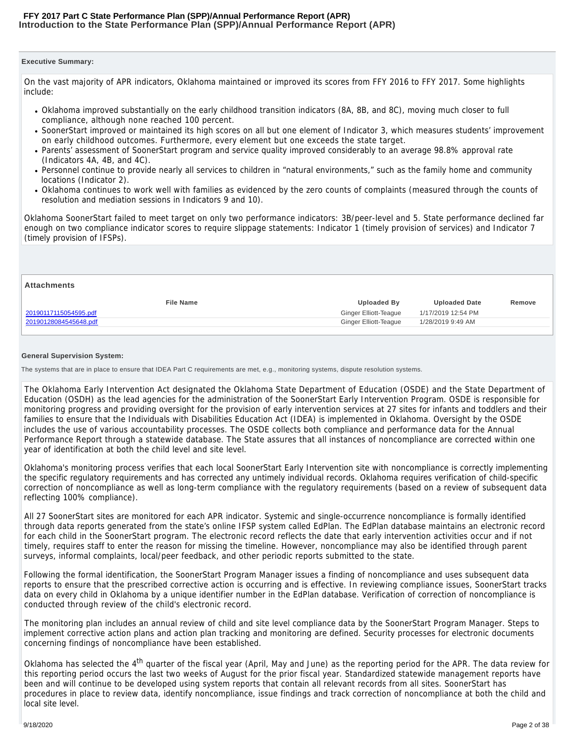# FFY 2017 Part C State Performance Plan (SPP)/Annual Performance Report (APR)

## Introduction to the State Performance Plan (SPP)/Annual Performance Report (APR)

**Executive Summary:**

On the vast majority of APR indicators, Oklahoma maintained or improved its scores from FFY 2016 to FFY 2017. Some highlights include:

- Oklahoma improved substantially on the early childhood transition indicators (8A, 8B, and 8C), moving much closer to full compliance, although none reached 100 percent.
- SoonerStart improved or maintained its high scores on all but one element of Indicator 3, which measures students' improvement on early childhood outcomes. Furthermore, every element but one exceeds the state target.
- Parents' assessment of SoonerStart program and service quality improved considerably to an average 98.8% approval rate (Indicators 4A, 4B, and 4C).
- Personnel continue to provide nearly all services to children in "natural environments," such as the family home and community locations (Indicator 2).
- Oklahoma continues to work well with families as evidenced by the zero counts of complaints (measured through the counts of resolution and mediation sessions in Indicators 9 and 10).

Oklahoma SoonerStart failed to meet target on only two performance indicators: 3B/peer-level and 5. State performance declined far enough on two compliance indicator scores to require slippage statements: Indicator 1 (timely provision of services) and Indicator 7 (timely provision of IFSPs).

**Attachments**

| File Name | Uploaded By | Uploaded Date | Remove |
|---|---|---|---|
| 20190117115054595.pdf | Ginger Elliott-Teague | 1/17/2019 12:54 PM | |
| 20190128084545648.pdf | Ginger Elliott-Teague | 1/28/2019 9:49 AM | |

**General Supervision System:**

The systems that are in place to ensure that IDEA Part C requirements are met, e.g., monitoring systems, dispute resolution systems.

The Oklahoma Early Intervention Act designated the Oklahoma State Department of Education (OSDE) and the State Department of Education (OSDH) as the lead agencies for the administration of the SoonerStart Early Intervention Program. OSDE is responsible for monitoring progress and providing oversight for the provision of early intervention services at 27 sites for infants and toddlers and their families to ensure that the Individuals with Disabilities Education Act (IDEA) is implemented in Oklahoma. Oversight by the OSDE includes the use of various accountability processes. The OSDE collects both compliance and performance data for the Annual Performance Report through a statewide database. The State assures that all instances of noncompliance are corrected within one year of identification at both the child level and site level.

Oklahoma's monitoring process verifies that each local SoonerStart Early Intervention site with noncompliance is correctly implementing the specific regulatory requirements and has corrected any untimely individual records. Oklahoma requires verification of child-specific correction of noncompliance as well as long-term compliance with the regulatory requirements (based on a review of subsequent data reflecting 100% compliance).

All 27 SoonerStart sites are monitored for each APR indicator. Systemic and single-occurrence noncompliance is formally identified through data reports generated from the state's online IFSP system called EdPlan. The EdPlan database maintains an electronic record for each child in the SoonerStart program. The electronic record reflects the date that early intervention activities occur and if not timely, requires staff to enter the reason for missing the timeline. However, noncompliance may also be identified through parent surveys, informal complaints, local/peer feedback, and other periodic reports submitted to the state.

Following the formal identification, the SoonerStart Program Manager issues a finding of noncompliance and uses subsequent data reports to ensure that the prescribed corrective action is occurring and is effective. In reviewing compliance issues, SoonerStart tracks data on every child in Oklahoma by a unique identifier number in the EdPlan database. Verification of correction of noncompliance is conducted through review of the child's electronic record.

The monitoring plan includes an annual review of child and site level compliance data by the SoonerStart Program Manager. Steps to implement corrective action plans and action plan tracking and monitoring are defined. Security processes for electronic documents concerning findings of noncompliance have been established.

Oklahoma has selected the 4th quarter of the fiscal year (April, May and June) as the reporting period for the APR. The data review for this reporting period occurs the last two weeks of August for the prior fiscal year. Standardized statewide management reports have been and will continue to be developed using system reports that contain all relevant records from all sites. SoonerStart has procedures in place to review data, identify noncompliance, issue findings and track correction of noncompliance at both the child and local site level.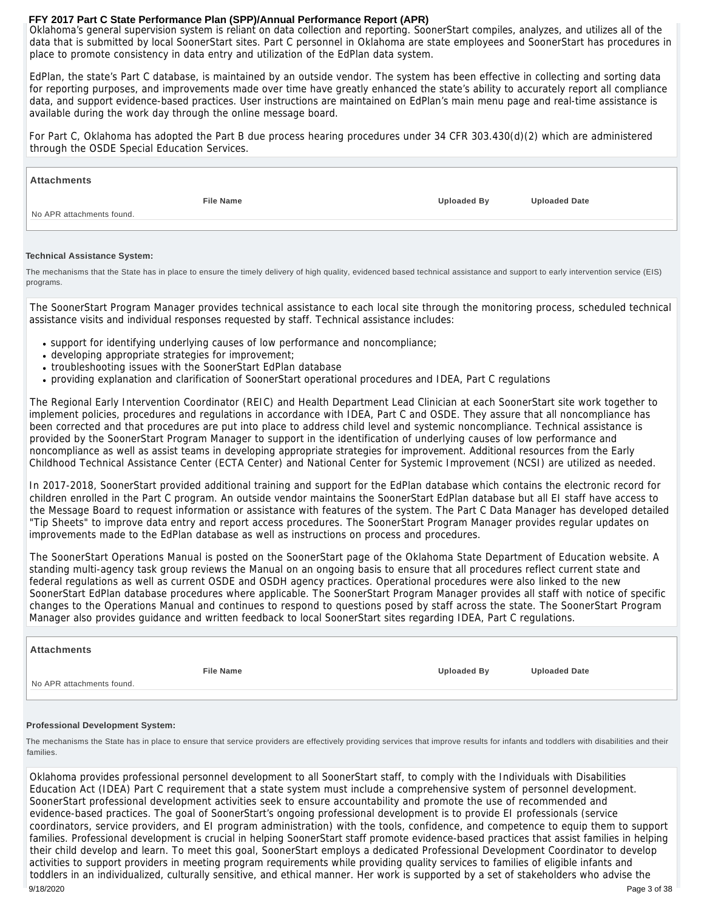Oklahoma's general supervision system is reliant on data collection and reporting. SoonerStart compiles, analyzes, and utilizes all of the data that is submitted by local SoonerStart sites. Part C personnel in Oklahoma are state employees and SoonerStart has procedures in place to promote consistency in data entry and utilization of the EdPlan data system.

EdPlan, the state's Part C database, is maintained by an outside vendor. The system has been effective in collecting and sorting data for reporting purposes, and improvements made over time have greatly enhanced the state's ability to accurately report all compliance data, and support evidence-based practices. User instructions are maintained on EdPlan's main menu page and real-time assistance is available during the work day through the online message board.

For Part C, Oklahoma has adopted the Part B due process hearing procedures under 34 CFR 303.430(d)(2) which are administered through the OSDE Special Education Services.

**Attachments**

| File Name | Uploaded By | Uploaded Date |
|---|---|---|
| No APR attachments found. | | |

**Technical Assistance System:**

The mechanisms that the State has in place to ensure the timely delivery of high quality, evidenced based technical assistance and support to early intervention service (EIS) programs.

The SoonerStart Program Manager provides technical assistance to each local site through the monitoring process, scheduled technical assistance visits and individual responses requested by staff. Technical assistance includes:

- support for identifying underlying causes of low performance and noncompliance;
- developing appropriate strategies for improvement;
- troubleshooting issues with the SoonerStart EdPlan database
- providing explanation and clarification of SoonerStart operational procedures and IDEA, Part C regulations

The Regional Early Intervention Coordinator (REIC) and Health Department Lead Clinician at each SoonerStart site work together to implement policies, procedures and regulations in accordance with IDEA, Part C and OSDE. They assure that all noncompliance has been corrected and that procedures are put into place to address child level and systemic noncompliance. Technical assistance is provided by the SoonerStart Program Manager to support in the identification of underlying causes of low performance and noncompliance as well as assist teams in developing appropriate strategies for improvement. Additional resources from the Early Childhood Technical Assistance Center (ECTA Center) and National Center for Systemic Improvement (NCSI) are utilized as needed.

In 2017-2018, SoonerStart provided additional training and support for the EdPlan database which contains the electronic record for children enrolled in the Part C program. An outside vendor maintains the SoonerStart EdPlan database but all EI staff have access to the Message Board to request information or assistance with features of the system. The Part C Data Manager has developed detailed "Tip Sheets" to improve data entry and report access procedures. The SoonerStart Program Manager provides regular updates on improvements made to the EdPlan database as well as instructions on process and procedures.

The SoonerStart Operations Manual is posted on the SoonerStart page of the Oklahoma State Department of Education website. A standing multi-agency task group reviews the Manual on an ongoing basis to ensure that all procedures reflect current state and federal regulations as well as current OSDE and OSDH agency practices. Operational procedures were also linked to the new SoonerStart EdPlan database procedures where applicable. The SoonerStart Program Manager provides all staff with notice of specific changes to the Operations Manual and continues to respond to questions posed by staff across the state. The SoonerStart Program Manager also provides guidance and written feedback to local SoonerStart sites regarding IDEA, Part C regulations.

**Attachments**

| File Name | Uploaded By | Uploaded Date |
|---|---|---|
| No APR attachments found. | | |

**Professional Development System:**

The mechanisms the State has in place to ensure that service providers are effectively providing services that improve results for infants and toddlers with disabilities and their families.

Oklahoma provides professional personnel development to all SoonerStart staff, to comply with the Individuals with Disabilities Education Act (IDEA) Part C requirement that a state system must include a comprehensive system of personnel development. SoonerStart professional development activities seek to ensure accountability and promote the use of recommended and evidence-based practices. The goal of SoonerStart's ongoing professional development is to provide EI professionals (service coordinators, service providers, and EI program administration) with the tools, confidence, and competence to equip them to support families. Professional development is crucial in helping SoonerStart staff promote evidence-based practices that assist families in helping their child develop and learn. To meet this goal, SoonerStart employs a dedicated Professional Development Coordinator to develop activities to support providers in meeting program requirements while providing quality services to families of eligible infants and toddlers in an individualized, culturally sensitive, and ethical manner. Her work is supported by a set of stakeholders who advise the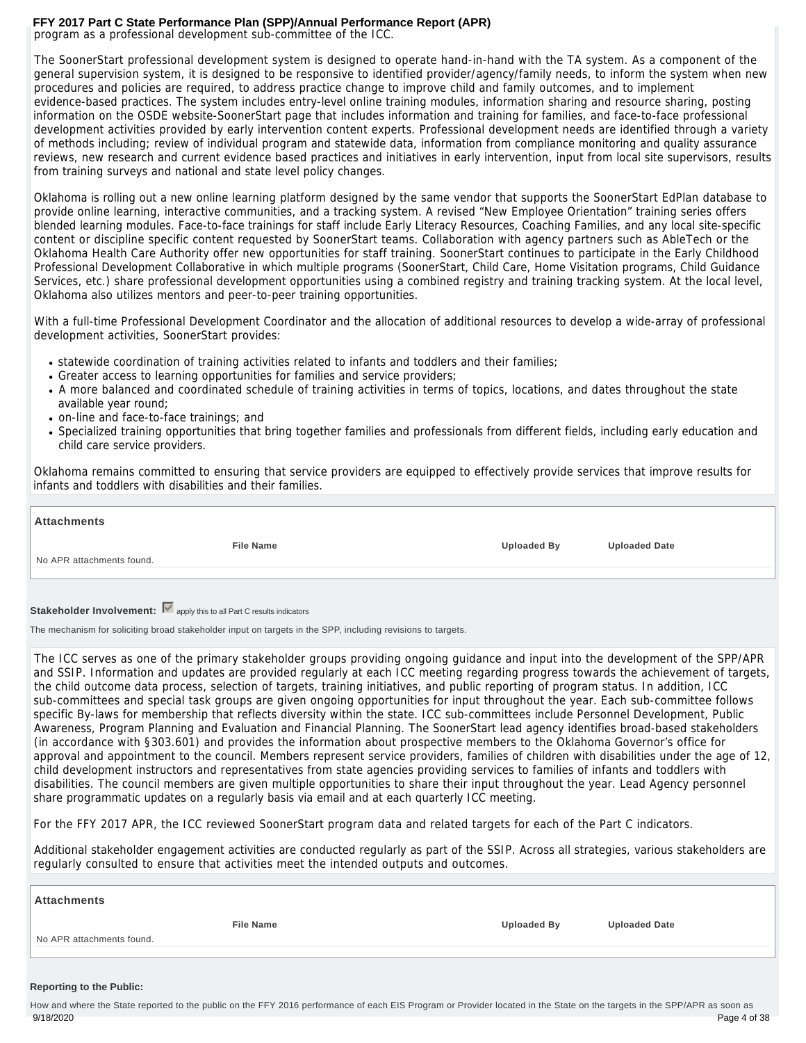program as a professional development sub-committee of the ICC.

The SoonerStart professional development system is designed to operate hand-in-hand with the TA system. As a component of the general supervision system, it is designed to be responsive to identified provider/agency/family needs, to inform the system when new procedures and policies are required, to address practice change to improve child and family outcomes, and to implement evidence-based practices. The system includes entry-level online training modules, information sharing and resource sharing, posting information on the OSDE website-SoonerStart page that includes information and training for families, and face-to-face professional development activities provided by early intervention content experts. Professional development needs are identified through a variety of methods including; review of individual program and statewide data, information from compliance monitoring and quality assurance reviews, new research and current evidence based practices and initiatives in early intervention, input from local site supervisors, results from training surveys and national and state level policy changes.

Oklahoma is rolling out a new online learning platform designed by the same vendor that supports the SoonerStart EdPlan database to provide online learning, interactive communities, and a tracking system. A revised "New Employee Orientation" training series offers blended learning modules. Face-to-face trainings for staff include Early Literacy Resources, Coaching Families, and any local site-specific content or discipline specific content requested by SoonerStart teams. Collaboration with agency partners such as AbleTech or the Oklahoma Health Care Authority offer new opportunities for staff training. SoonerStart continues to participate in the Early Childhood Professional Development Collaborative in which multiple programs (SoonerStart, Child Care, Home Visitation programs, Child Guidance Services, etc.) share professional development opportunities using a combined registry and training tracking system. At the local level, Oklahoma also utilizes mentors and peer-to-peer training opportunities.

With a full-time Professional Development Coordinator and the allocation of additional resources to develop a wide-array of professional development activities, SoonerStart provides:

- statewide coordination of training activities related to infants and toddlers and their families;
- Greater access to learning opportunities for families and service providers;
- A more balanced and coordinated schedule of training activities in terms of topics, locations, and dates throughout the state available year round;
- on-line and face-to-face trainings; and
- Specialized training opportunities that bring together families and professionals from different fields, including early education and child care service providers.

Oklahoma remains committed to ensuring that service providers are equipped to effectively provide services that improve results for infants and toddlers with disabilities and their families.

**Attachments**

| File Name | Uploaded By | Uploaded Date |
|---|---|---|
| No APR attachments found. | | |

**Stakeholder Involvement:** ☑ apply this to all Part C results indicators

The mechanism for soliciting broad stakeholder input on targets in the SPP, including revisions to targets.

The ICC serves as one of the primary stakeholder groups providing ongoing guidance and input into the development of the SPP/APR and SSIP. Information and updates are provided regularly at each ICC meeting regarding progress towards the achievement of targets, the child outcome data process, selection of targets, training initiatives, and public reporting of program status. In addition, ICC sub-committees and special task groups are given ongoing opportunities for input throughout the year. Each sub-committee follows specific By-laws for membership that reflects diversity within the state. ICC sub-committees include Personnel Development, Public Awareness, Program Planning and Evaluation and Financial Planning. The SoonerStart lead agency identifies broad-based stakeholders (in accordance with §303.601) and provides the information about prospective members to the Oklahoma Governor's office for approval and appointment to the council. Members represent service providers, families of children with disabilities under the age of 12, child development instructors and representatives from state agencies providing services to families of infants and toddlers with disabilities. The council members are given multiple opportunities to share their input throughout the year. Lead Agency personnel share programmatic updates on a regularly basis via email and at each quarterly ICC meeting.

For the FFY 2017 APR, the ICC reviewed SoonerStart program data and related targets for each of the Part C indicators.

Additional stakeholder engagement activities are conducted regularly as part of the SSIP. Across all strategies, various stakeholders are regularly consulted to ensure that activities meet the intended outputs and outcomes.

**Attachments**

| File Name | Uploaded By | Uploaded Date |
|---|---|---|
| No APR attachments found. | | |

**Reporting to the Public:**

How and where the State reported to the public on the FFY 2016 performance of each EIS Program or Provider located in the State on the targets in the SPP/APR as soon as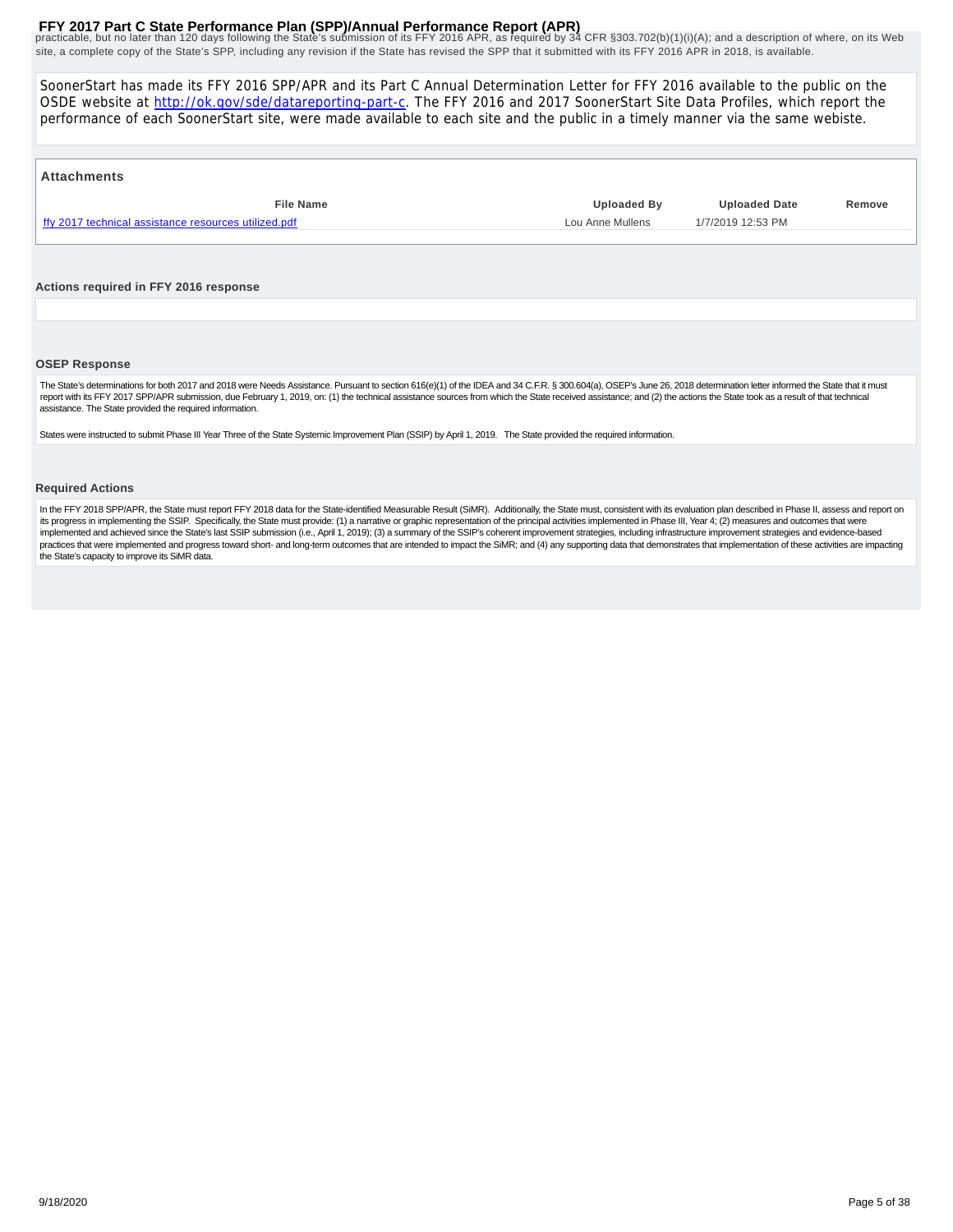practicable, but no later than 120 days following the State's submission of its FFY 2016 APR, as required by 34 CFR §303.702(b)(1)(i)(A); and a description of where, on its Web site, a complete copy of the State's SPP, including any revision if the State has revised the SPP that it submitted with its FFY 2016 APR in 2018, is available.

SoonerStart has made its FFY 2016 SPP/APR and its Part C Annual Determination Letter for FFY 2016 available to the public on the OSDE website at http://ok.gov/sde/datareporting-part-c. The FFY 2016 and 2017 SoonerStart Site Data Profiles, which report the performance of each SoonerStart site, were made available to each site and the public in a timely manner via the same webiste.

**Attachments**

| File Name | Uploaded By | Uploaded Date | Remove |
| --- | --- | --- | --- |
| ffy 2017 technical assistance resources utilized.pdf | Lou Anne Mullens | 1/7/2019 12:53 PM | |

**Actions required in FFY 2016 response**

**OSEP Response**

The State's determinations for both 2017 and 2018 were Needs Assistance. Pursuant to section 616(e)(1) of the IDEA and 34 C.F.R. § 300.604(a), OSEP's June 26, 2018 determination letter informed the State that it must report with its FFY 2017 SPP/APR submission, due February 1, 2019, on: (1) the technical assistance sources from which the State received assistance; and (2) the actions the State took as a result of that technical assistance. The State provided the required information.

States were instructed to submit Phase III Year Three of the State Systemic Improvement Plan (SSIP) by April 1, 2019. The State provided the required information.

**Required Actions**

In the FFY 2018 SPP/APR, the State must report FFY 2018 data for the State-identified Measurable Result (SiMR). Additionally, the State must, consistent with its evaluation plan described in Phase II, assess and report on its progress in implementing the SSIP. Specifically, the State must provide: (1) a narrative or graphic representation of the principal activities implemented in Phase III, Year 4; (2) measures and outcomes that were implemented and achieved since the State's last SSIP submission (i.e., April 1, 2019); (3) a summary of the SSIP's coherent improvement strategies, including infrastructure improvement strategies and evidence-based practices that were implemented and progress toward short- and long-term outcomes that are intended to impact the SiMR; and (4) any supporting data that demonstrates that implementation of these activities are impacting the State's capacity to improve its SiMR data.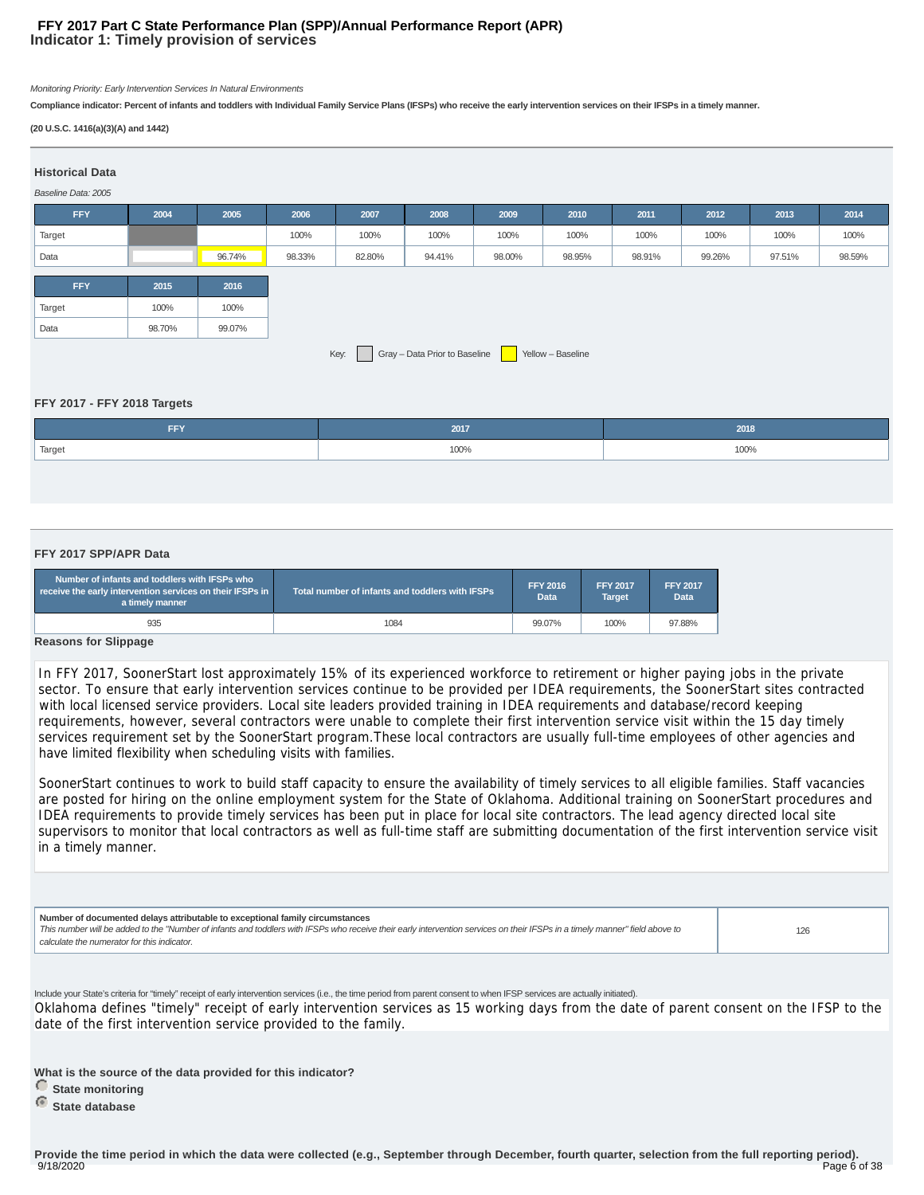# FFY 2017 Part C State Performance Plan (SPP)/Annual Performance Report (APR)
## Indicator 1: Timely provision of services

*Monitoring Priority: Early Intervention Services In Natural Environments*

**Compliance indicator: Percent of infants and toddlers with Individual Family Service Plans (IFSPs) who receive the early intervention services on their IFSPs in a timely manner.**

**(20 U.S.C. 1416(a)(3)(A) and 1442)**

### Historical Data

*Baseline Data: 2005*

| FFY | 2004 | 2005 | 2006 | 2007 | 2008 | 2009 | 2010 | 2011 | 2012 | 2013 | 2014 |
|---|---|---|---|---|---|---|---|---|---|---|---|
| Target | | | 100% | 100% | 100% | 100% | 100% | 100% | 100% | 100% | 100% |
| Data | | 96.74% | 98.33% | 82.80% | 94.41% | 98.00% | 98.95% | 98.91% | 99.26% | 97.51% | 98.59% |

| FFY | 2015 | 2016 |
|---|---|---|
| Target | 100% | 100% |
| Data | 98.70% | 99.07% |

Key: Gray – Data Prior to Baseline   Yellow – Baseline

### FFY 2017 - FFY 2018 Targets

| FFY | 2017 | 2018 |
|---|---|---|
| Target | 100% | 100% |

### FFY 2017 SPP/APR Data

| Number of infants and toddlers with IFSPs who receive the early intervention services on their IFSPs in a timely manner | Total number of infants and toddlers with IFSPs | FFY 2016 Data | FFY 2017 Target | FFY 2017 Data |
|---|---|---|---|---|
| 935 | 1084 | 99.07% | 100% | 97.88% |

**Reasons for Slippage**

In FFY 2017, SoonerStart lost approximately 15% of its experienced workforce to retirement or higher paying jobs in the private sector. To ensure that early intervention services continue to be provided per IDEA requirements, the SoonerStart sites contracted with local licensed service providers. Local site leaders provided training in IDEA requirements and database/record keeping requirements, however, several contractors were unable to complete their first intervention service visit within the 15 day timely services requirement set by the SoonerStart program.These local contractors are usually full-time employees of other agencies and have limited flexibility when scheduling visits with families.

SoonerStart continues to work to build staff capacity to ensure the availability of timely services to all eligible families. Staff vacancies are posted for hiring on the online employment system for the State of Oklahoma. Additional training on SoonerStart procedures and IDEA requirements to provide timely services has been put in place for local site contractors. The lead agency directed local site supervisors to monitor that local contractors as well as full-time staff are submitting documentation of the first intervention service visit in a timely manner.

| **Number of documented delays attributable to exceptional family circumstances** *This number will be added to the "Number of infants and toddlers with IFSPs who receive their early intervention services on their IFSPs in a timely manner" field above to calculate the numerator for this indicator.* | 126 |
|---|---|

Include your State's criteria for "timely" receipt of early intervention services (i.e., the time period from parent consent to when IFSP services are actually initiated).

Oklahoma defines "timely" receipt of early intervention services as 15 working days from the date of parent consent on the IFSP to the date of the first intervention service provided to the family.

**What is the source of the data provided for this indicator?**

- **State monitoring**
- **State database** (selected)

**Provide the time period in which the data were collected (e.g., September through December, fourth quarter, selection from the full reporting period).**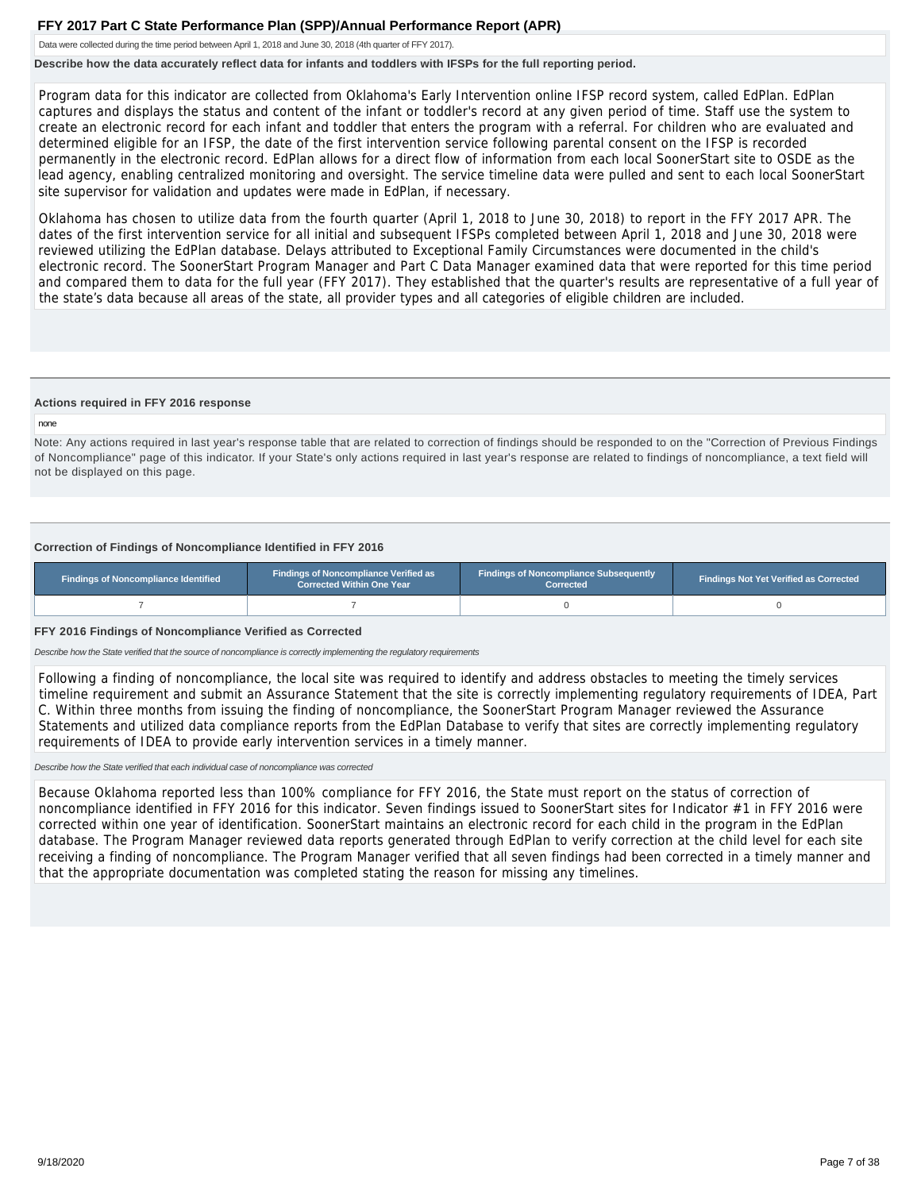Data were collected during the time period between April 1, 2018 and June 30, 2018 (4th quarter of FFY 2017).

**Describe how the data accurately reflect data for infants and toddlers with IFSPs for the full reporting period.**

Program data for this indicator are collected from Oklahoma's Early Intervention online IFSP record system, called EdPlan. EdPlan captures and displays the status and content of the infant or toddler's record at any given period of time. Staff use the system to create an electronic record for each infant and toddler that enters the program with a referral. For children who are evaluated and determined eligible for an IFSP, the date of the first intervention service following parental consent on the IFSP is recorded permanently in the electronic record. EdPlan allows for a direct flow of information from each local SoonerStart site to OSDE as the lead agency, enabling centralized monitoring and oversight. The service timeline data were pulled and sent to each local SoonerStart site supervisor for validation and updates were made in EdPlan, if necessary.

Oklahoma has chosen to utilize data from the fourth quarter (April 1, 2018 to June 30, 2018) to report in the FFY 2017 APR. The dates of the first intervention service for all initial and subsequent IFSPs completed between April 1, 2018 and June 30, 2018 were reviewed utilizing the EdPlan database. Delays attributed to Exceptional Family Circumstances were documented in the child's electronic record. The SoonerStart Program Manager and Part C Data Manager examined data that were reported for this time period and compared them to data for the full year (FFY 2017). They established that the quarter's results are representative of a full year of the state's data because all areas of the state, all provider types and all categories of eligible children are included.

### Actions required in FFY 2016 response

none

Note: Any actions required in last year's response table that are related to correction of findings should be responded to on the "Correction of Previous Findings of Noncompliance" page of this indicator. If your State's only actions required in last year's response are related to findings of noncompliance, a text field will not be displayed on this page.

### Correction of Findings of Noncompliance Identified in FFY 2016

| Findings of Noncompliance Identified | Findings of Noncompliance Verified as Corrected Within One Year | Findings of Noncompliance Subsequently Corrected | Findings Not Yet Verified as Corrected |
|---|---|---|---|
| 7 | 7 | 0 | 0 |

### FFY 2016 Findings of Noncompliance Verified as Corrected

*Describe how the State verified that the source of noncompliance is correctly implementing the regulatory requirements*

Following a finding of noncompliance, the local site was required to identify and address obstacles to meeting the timely services timeline requirement and submit an Assurance Statement that the site is correctly implementing regulatory requirements of IDEA, Part C. Within three months from issuing the finding of noncompliance, the SoonerStart Program Manager reviewed the Assurance Statements and utilized data compliance reports from the EdPlan Database to verify that sites are correctly implementing regulatory requirements of IDEA to provide early intervention services in a timely manner.

*Describe how the State verified that each individual case of noncompliance was corrected*

Because Oklahoma reported less than 100% compliance for FFY 2016, the State must report on the status of correction of noncompliance identified in FFY 2016 for this indicator. Seven findings issued to SoonerStart sites for Indicator #1 in FFY 2016 were corrected within one year of identification. SoonerStart maintains an electronic record for each child in the program in the EdPlan database. The Program Manager reviewed data reports generated through EdPlan to verify correction at the child level for each site receiving a finding of noncompliance. The Program Manager verified that all seven findings had been corrected in a timely manner and that the appropriate documentation was completed stating the reason for missing any timelines.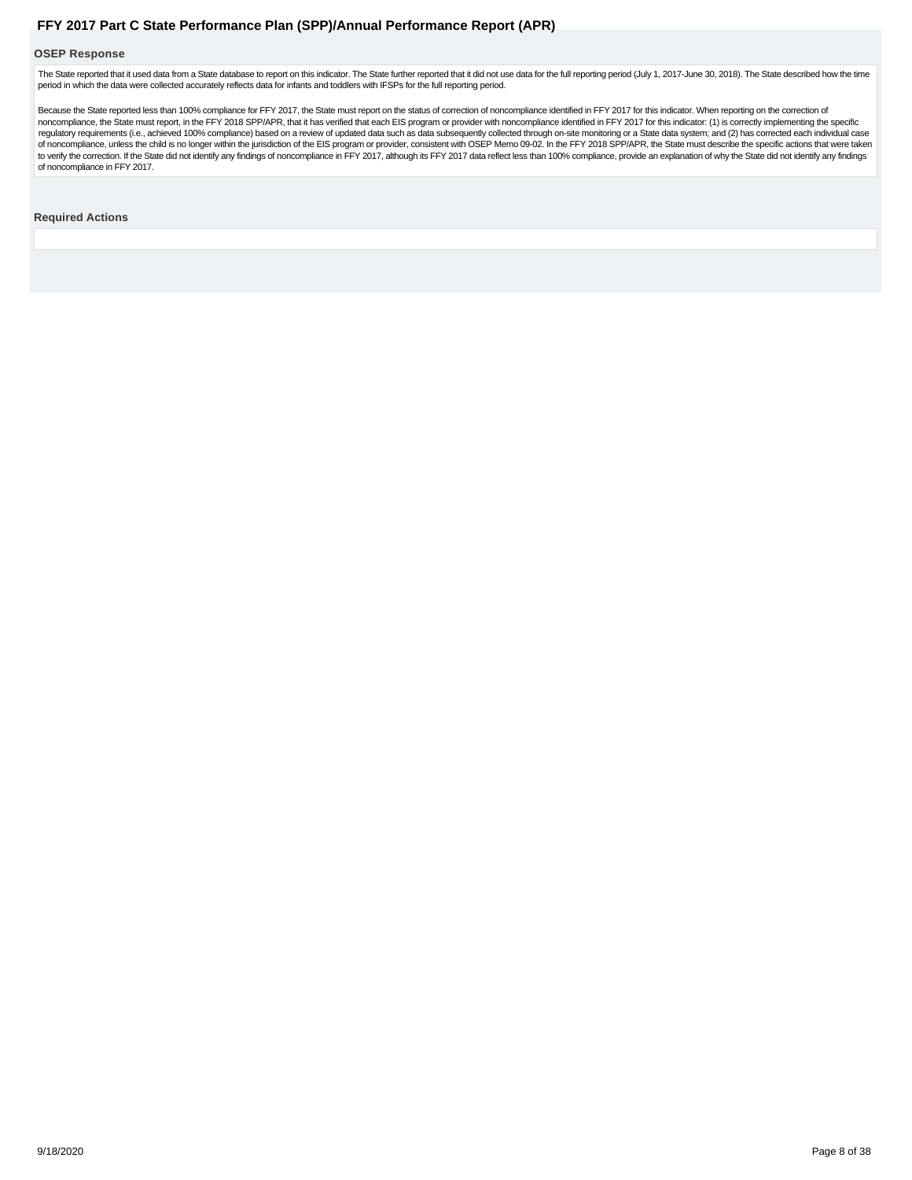### OSEP Response

The State reported that it used data from a State database to report on this indicator. The State further reported that it did not use data for the full reporting period (July 1, 2017-June 30, 2018). The State described how the time period in which the data were collected accurately reflects data for infants and toddlers with IFSPs for the full reporting period.

Because the State reported less than 100% compliance for FFY 2017, the State must report on the status of correction of noncompliance identified in FFY 2017 for this indicator. When reporting on the correction of noncompliance, the State must report, in the FFY 2018 SPP/APR, that it has verified that each EIS program or provider with noncompliance identified in FFY 2017 for this indicator: (1) is correctly implementing the specific regulatory requirements (i.e., achieved 100% compliance) based on a review of updated data such as data subsequently collected through on-site monitoring or a State data system; and (2) has corrected each individual case of noncompliance, unless the child is no longer within the jurisdiction of the EIS program or provider, consistent with OSEP Memo 09-02. In the FFY 2018 SPP/APR, the State must describe the specific actions that were taken to verify the correction. If the State did not identify any findings of noncompliance in FFY 2017, although its FFY 2017 data reflect less than 100% compliance, provide an explanation of why the State did not identify any findings of noncompliance in FFY 2017.

### Required Actions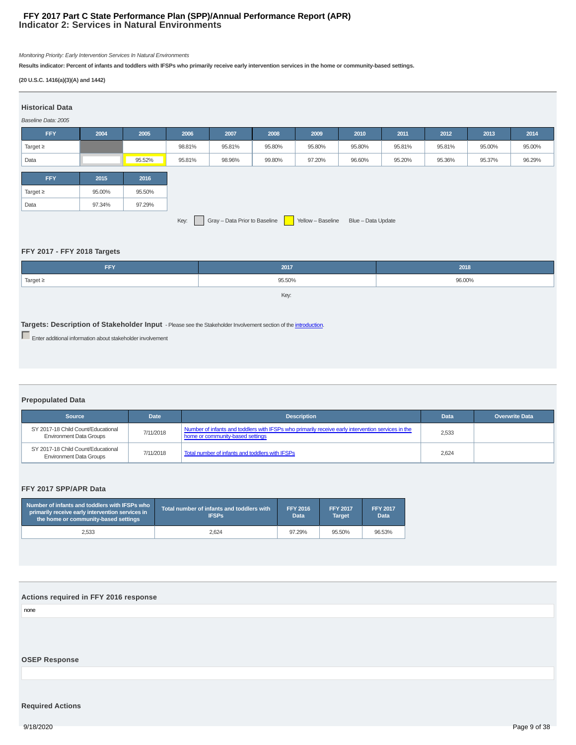# FFY 2017 Part C State Performance Plan (SPP)/Annual Performance Report (APR)
## Indicator 2: Services in Natural Environments

*Monitoring Priority: Early Intervention Services In Natural Environments*

**Results indicator: Percent of infants and toddlers with IFSPs who primarily receive early intervention services in the home or community-based settings.**

**(20 U.S.C. 1416(a)(3)(A) and 1442)**

### Historical Data

*Baseline Data: 2005*

| FFY | 2004 | 2005 | 2006 | 2007 | 2008 | 2009 | 2010 | 2011 | 2012 | 2013 | 2014 |
|---|---|---|---|---|---|---|---|---|---|---|---|
| Target ≥ | | | 98.81% | 95.81% | 95.80% | 95.80% | 95.80% | 95.81% | 95.81% | 95.00% | 95.00% |
| Data | | 95.52% | 95.81% | 98.96% | 99.80% | 97.20% | 96.60% | 95.20% | 95.36% | 95.37% | 96.29% |

| FFY | 2015 | 2016 |
|---|---|---|
| Target ≥ | 95.00% | 95.50% |
| Data | 97.34% | 97.29% |

Key: Gray – Data Prior to Baseline; Yellow – Baseline; Blue – Data Update

### FFY 2017 - FFY 2018 Targets

| FFY | 2017 | 2018 |
|---|---|---|
| Target ≥ | 95.50% | 96.00% |

Key:

**Targets: Description of Stakeholder Input** - Please see the Stakeholder Involvement section of the introduction.

Enter additional information about stakeholder involvement

### Prepopulated Data

| Source | Date | Description | Data | Overwrite Data |
|---|---|---|---|---|
| SY 2017-18 Child Count/Educational Environment Data Groups | 7/11/2018 | Number of infants and toddlers with IFSPs who primarily receive early intervention services in the home or community-based settings | 2,533 | |
| SY 2017-18 Child Count/Educational Environment Data Groups | 7/11/2018 | Total number of infants and toddlers with IFSPs | 2,624 | |

### FFY 2017 SPP/APR Data

| Number of infants and toddlers with IFSPs who primarily receive early intervention services in the home or community-based settings | Total number of infants and toddlers with IFSPs | FFY 2016 Data | FFY 2017 Target | FFY 2017 Data |
|---|---|---|---|---|
| 2,533 | 2,624 | 97.29% | 95.50% | 96.53% |

### Actions required in FFY 2016 response

none

### OSEP Response

### Required Actions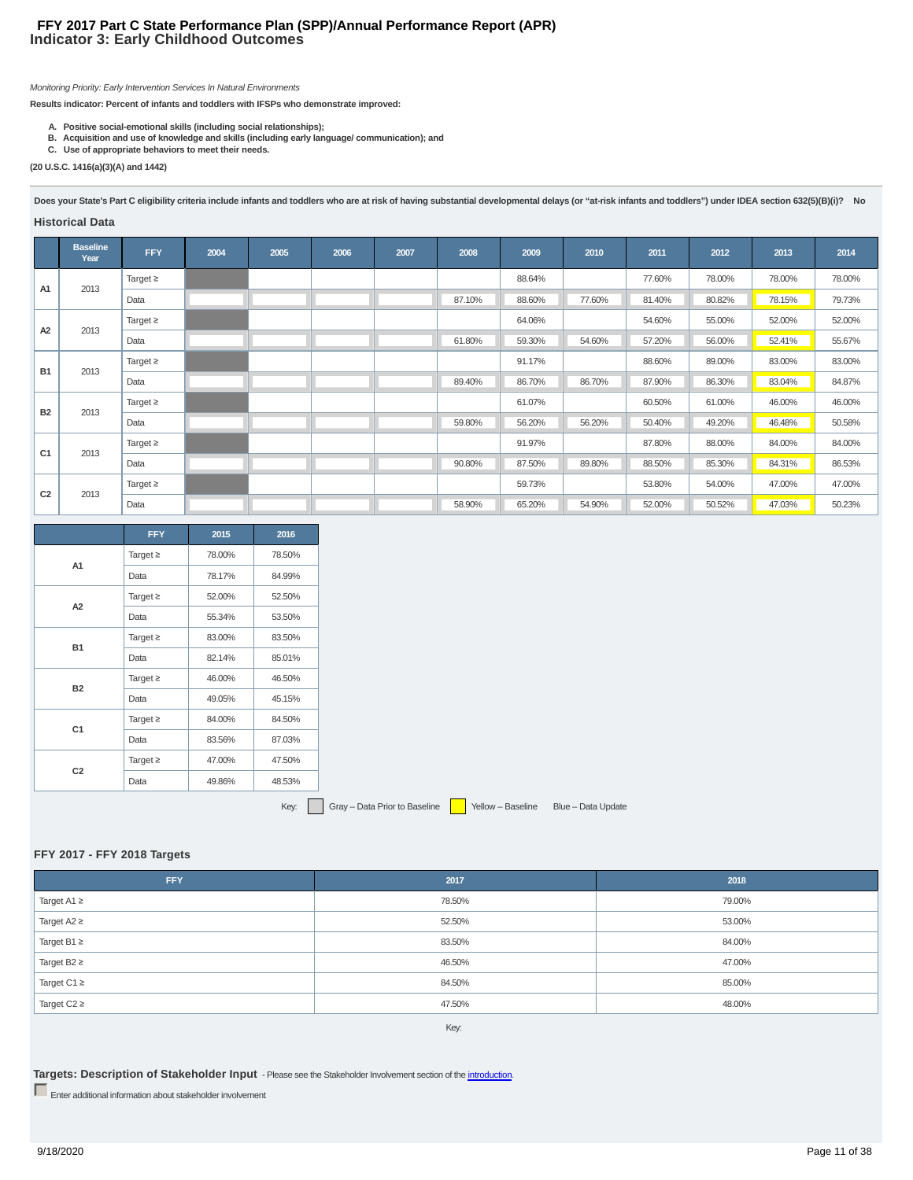# FFY 2017 Part C State Performance Plan (SPP)/Annual Performance Report (APR)
## Indicator 3: Early Childhood Outcomes

*Monitoring Priority: Early Intervention Services In Natural Environments*

**Results indicator: Percent of infants and toddlers with IFSPs who demonstrate improved:**

- **A. Positive social-emotional skills (including social relationships);**
- **B. Acquisition and use of knowledge and skills (including early language/ communication); and**
- **C. Use of appropriate behaviors to meet their needs.**

**(20 U.S.C. 1416(a)(3)(A) and 1442)**

**Does your State's Part C eligibility criteria include infants and toddlers who are at risk of having substantial developmental delays (or "at-risk infants and toddlers") under IDEA section 632(5)(B)(i)? No**

### Historical Data

| | Baseline Year | FFY | 2004 | 2005 | 2006 | 2007 | 2008 | 2009 | 2010 | 2011 | 2012 | 2013 | 2014 |
|---|---|---|---|---|---|---|---|---|---|---|---|---|---|
| A1 | 2013 | Target ≥ | | | | | | 88.64% | | 77.60% | 78.00% | 78.00% | 78.00% |
| | | Data | | | | | 87.10% | 88.60% | 77.60% | 81.40% | 80.82% | 78.15% | 79.73% |
| A2 | 2013 | Target ≥ | | | | | | 64.06% | | 54.60% | 55.00% | 52.00% | 52.00% |
| | | Data | | | | | 61.80% | 59.30% | 54.60% | 57.20% | 56.00% | 52.41% | 55.67% |
| B1 | 2013 | Target ≥ | | | | | | 91.17% | | 88.60% | 89.00% | 83.00% | 83.00% |
| | | Data | | | | | 89.40% | 86.70% | 86.70% | 87.90% | 86.30% | 83.04% | 84.87% |
| B2 | 2013 | Target ≥ | | | | | | 61.07% | | 60.50% | 61.00% | 46.00% | 46.00% |
| | | Data | | | | | 59.80% | 56.20% | 56.20% | 50.40% | 49.20% | 46.48% | 50.58% |
| C1 | 2013 | Target ≥ | | | | | | 91.97% | | 87.80% | 88.00% | 84.00% | 84.00% |
| | | Data | | | | | 90.80% | 87.50% | 89.80% | 88.50% | 85.30% | 84.31% | 86.53% |
| C2 | 2013 | Target ≥ | | | | | | 59.73% | | 53.80% | 54.00% | 47.00% | 47.00% |
| | | Data | | | | | 58.90% | 65.20% | 54.90% | 52.00% | 50.52% | 47.03% | 50.23% |

| | FFY | 2015 | 2016 |
|---|---|---|---|
| A1 | Target ≥ | 78.00% | 78.50% |
| | Data | 78.17% | 84.99% |
| A2 | Target ≥ | 52.00% | 52.50% |
| | Data | 55.34% | 53.50% |
| B1 | Target ≥ | 83.00% | 83.50% |
| | Data | 82.14% | 85.01% |
| B2 | Target ≥ | 46.00% | 46.50% |
| | Data | 49.05% | 45.15% |
| C1 | Target ≥ | 84.00% | 84.50% |
| | Data | 83.56% | 87.03% |
| C2 | Target ≥ | 47.00% | 47.50% |
| | Data | 49.86% | 48.53% |

Key: Gray – Data Prior to Baseline Yellow – Baseline Blue – Data Update

### FFY 2017 - FFY 2018 Targets

| FFY | 2017 | 2018 |
|---|---|---|
| Target A1 ≥ | 78.50% | 79.00% |
| Target A2 ≥ | 52.50% | 53.00% |
| Target B1 ≥ | 83.50% | 84.00% |
| Target B2 ≥ | 46.50% | 47.00% |
| Target C1 ≥ | 84.50% | 85.00% |
| Target C2 ≥ | 47.50% | 48.00% |

Key:

### Targets: Description of Stakeholder Input
- Please see the Stakeholder Involvement section of the introduction.

Enter additional information about stakeholder involvement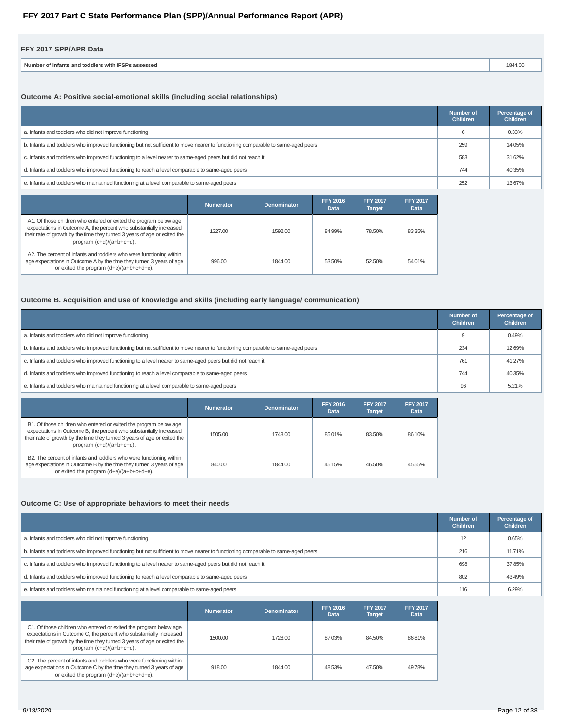# FFY 2017 Part C State Performance Plan (SPP)/Annual Performance Report (APR)

## FFY 2017 SPP/APR Data

| Number of infants and toddlers with IFSPs assessed | 1844.00 |
|---|---|

### Outcome A: Positive social-emotional skills (including social relationships)

| | Number of Children | Percentage of Children |
|---|---|---|
| a. Infants and toddlers who did not improve functioning | 6 | 0.33% |
| b. Infants and toddlers who improved functioning but not sufficient to move nearer to functioning comparable to same-aged peers | 259 | 14.05% |
| c. Infants and toddlers who improved functioning to a level nearer to same-aged peers but did not reach it | 583 | 31.62% |
| d. Infants and toddlers who improved functioning to reach a level comparable to same-aged peers | 744 | 40.35% |
| e. Infants and toddlers who maintained functioning at a level comparable to same-aged peers | 252 | 13.67% |

| | Numerator | Denominator | FFY 2016 Data | FFY 2017 Target | FFY 2017 Data |
|---|---|---|---|---|---|
| A1. Of those children who entered or exited the program below age expectations in Outcome A, the percent who substantially increased their rate of growth by the time they turned 3 years of age or exited the program (c+d)/(a+b+c+d). | 1327.00 | 1592.00 | 84.99% | 78.50% | 83.35% |
| A2. The percent of infants and toddlers who were functioning within age expectations in Outcome A by the time they turned 3 years of age or exited the program (d+e)/(a+b+c+d+e). | 996.00 | 1844.00 | 53.50% | 52.50% | 54.01% |

### Outcome B. Acquisition and use of knowledge and skills (including early language/ communication)

| | Number of Children | Percentage of Children |
|---|---|---|
| a. Infants and toddlers who did not improve functioning | 9 | 0.49% |
| b. Infants and toddlers who improved functioning but not sufficient to move nearer to functioning comparable to same-aged peers | 234 | 12.69% |
| c. Infants and toddlers who improved functioning to a level nearer to same-aged peers but did not reach it | 761 | 41.27% |
| d. Infants and toddlers who improved functioning to reach a level comparable to same-aged peers | 744 | 40.35% |
| e. Infants and toddlers who maintained functioning at a level comparable to same-aged peers | 96 | 5.21% |

| | Numerator | Denominator | FFY 2016 Data | FFY 2017 Target | FFY 2017 Data |
|---|---|---|---|---|---|
| B1. Of those children who entered or exited the program below age expectations in Outcome B, the percent who substantially increased their rate of growth by the time they turned 3 years of age or exited the program (c+d)/(a+b+c+d). | 1505.00 | 1748.00 | 85.01% | 83.50% | 86.10% |
| B2. The percent of infants and toddlers who were functioning within age expectations in Outcome B by the time they turned 3 years of age or exited the program (d+e)/(a+b+c+d+e). | 840.00 | 1844.00 | 45.15% | 46.50% | 45.55% |

### Outcome C: Use of appropriate behaviors to meet their needs

| | Number of Children | Percentage of Children |
|---|---|---|
| a. Infants and toddlers who did not improve functioning | 12 | 0.65% |
| b. Infants and toddlers who improved functioning but not sufficient to move nearer to functioning comparable to same-aged peers | 216 | 11.71% |
| c. Infants and toddlers who improved functioning to a level nearer to same-aged peers but did not reach it | 698 | 37.85% |
| d. Infants and toddlers who improved functioning to reach a level comparable to same-aged peers | 802 | 43.49% |
| e. Infants and toddlers who maintained functioning at a level comparable to same-aged peers | 116 | 6.29% |

| | Numerator | Denominator | FFY 2016 Data | FFY 2017 Target | FFY 2017 Data |
|---|---|---|---|---|---|
| C1. Of those children who entered or exited the program below age expectations in Outcome C, the percent who substantially increased their rate of growth by the time they turned 3 years of age or exited the program (c+d)/(a+b+c+d). | 1500.00 | 1728.00 | 87.03% | 84.50% | 86.81% |
| C2. The percent of infants and toddlers who were functioning within age expectations in Outcome C by the time they turned 3 years of age or exited the program (d+e)/(a+b+c+d+e). | 918.00 | 1844.00 | 48.53% | 47.50% | 49.78% |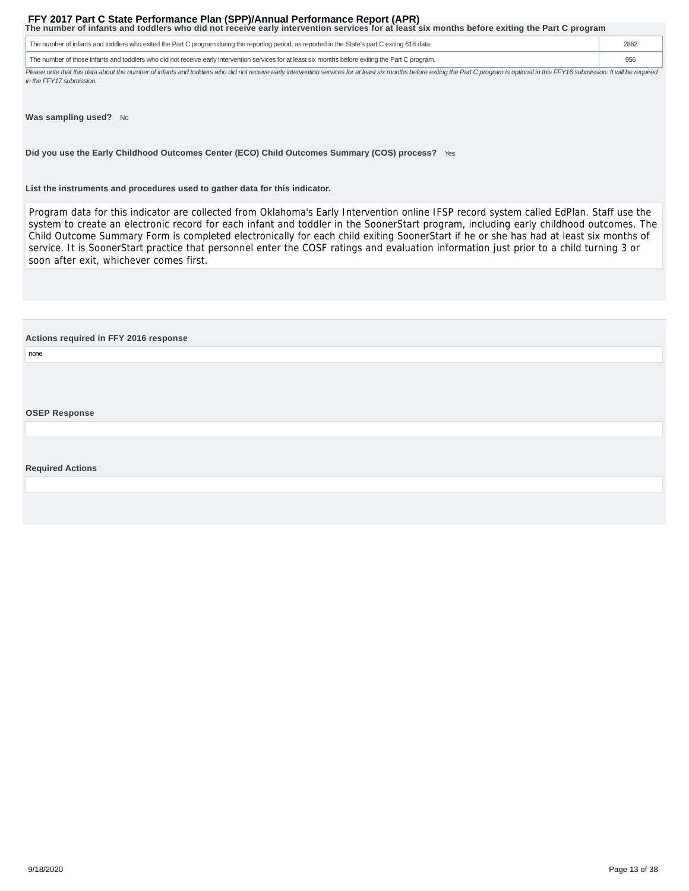**The number of infants and toddlers who did not receive early intervention services for at least six months before exiting the Part C program**

| | |
|---|---|
| The number of infants and toddlers who exited the Part C program during the reporting period, as reported in the State's part C exiting 618 data | 2862 |
| The number of those infants and toddlers who did not receive early intervention services for at least six months before exiting the Part C program. | 956 |

*Please note that this data about the number of infants and toddlers who did not receive early intervention services for at least six months before exiting the Part C program is optional in this FFY16 submission. It will be required in the FFY17 submission.*

**Was sampling used?** No

**Did you use the Early Childhood Outcomes Center (ECO) Child Outcomes Summary (COS) process?** Yes

**List the instruments and procedures used to gather data for this indicator.**

Program data for this indicator are collected from Oklahoma's Early Intervention online IFSP record system called EdPlan. Staff use the system to create an electronic record for each infant and toddler in the SoonerStart program, including early childhood outcomes. The Child Outcome Summary Form is completed electronically for each child exiting SoonerStart if he or she has had at least six months of service. It is SoonerStart practice that personnel enter the COSF ratings and evaluation information just prior to a child turning 3 or soon after exit, whichever comes first.

**Actions required in FFY 2016 response**

none

**OSEP Response**

**Required Actions**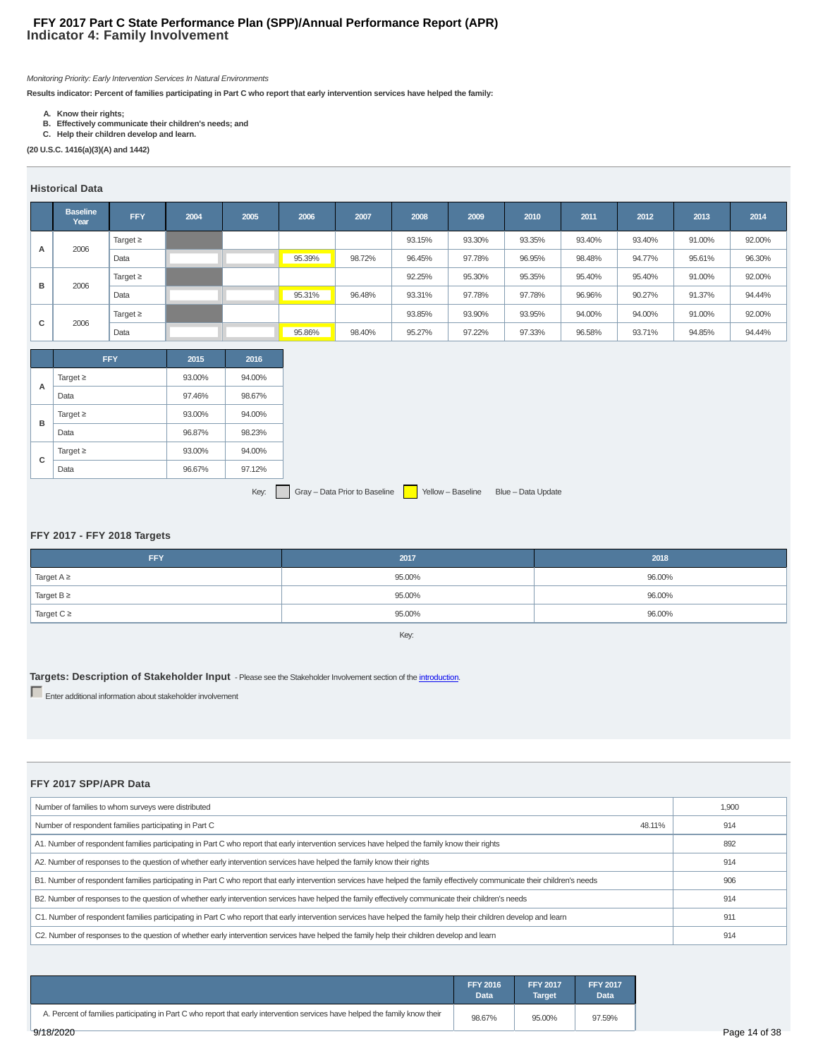# FFY 2017 Part C State Performance Plan (SPP)/Annual Performance Report (APR)
## Indicator 4: Family Involvement

*Monitoring Priority: Early Intervention Services In Natural Environments*

**Results indicator: Percent of families participating in Part C who report that early intervention services have helped the family:**

- **A. Know their rights;**
- **B. Effectively communicate their children's needs; and**
- **C. Help their children develop and learn.**

**(20 U.S.C. 1416(a)(3)(A) and 1442)**

### Historical Data

| | Baseline Year | FFY | 2004 | 2005 | 2006 | 2007 | 2008 | 2009 | 2010 | 2011 | 2012 | 2013 | 2014 |
|---|---|---|---|---|---|---|---|---|---|---|---|---|---|
| A | 2006 | Target ≥ | | | | | 93.15% | 93.30% | 93.35% | 93.40% | 93.40% | 91.00% | 92.00% |
| | | Data | | | 95.39% | 98.72% | 96.45% | 97.78% | 96.95% | 98.48% | 94.77% | 95.61% | 96.30% |
| B | 2006 | Target ≥ | | | | | 92.25% | 95.30% | 95.35% | 95.40% | 95.40% | 91.00% | 92.00% |
| | | Data | | | 95.31% | 96.48% | 93.31% | 97.78% | 97.78% | 96.96% | 90.27% | 91.37% | 94.44% |
| C | 2006 | Target ≥ | | | | | 93.85% | 93.90% | 93.95% | 94.00% | 94.00% | 91.00% | 92.00% |
| | | Data | | | 95.86% | 98.40% | 95.27% | 97.22% | 97.33% | 96.58% | 93.71% | 94.85% | 94.44% |

| | FFY | 2015 | 2016 |
|---|---|---|---|
| A | Target ≥ | 93.00% | 94.00% |
| | Data | 97.46% | 98.67% |
| B | Target ≥ | 93.00% | 94.00% |
| | Data | 96.87% | 98.23% |
| C | Target ≥ | 93.00% | 94.00% |
| | Data | 96.67% | 97.12% |

Key: Gray – Data Prior to Baseline | Yellow – Baseline | Blue – Data Update

### FFY 2017 - FFY 2018 Targets

| FFY | 2017 | 2018 |
|---|---|---|
| Target A ≥ | 95.00% | 96.00% |
| Target B ≥ | 95.00% | 96.00% |
| Target C ≥ | 95.00% | 96.00% |

Key:

**Targets: Description of Stakeholder Input** - Please see the Stakeholder Involvement section of the introduction.

Enter additional information about stakeholder involvement

### FFY 2017 SPP/APR Data

| | | |
|---|---|---|
| Number of families to whom surveys were distributed | | 1,900 |
| Number of respondent families participating in Part C | 48.11% | 914 |
| A1. Number of respondent families participating in Part C who report that early intervention services have helped the family know their rights | | 892 |
| A2. Number of responses to the question of whether early intervention services have helped the family know their rights | | 914 |
| B1. Number of respondent families participating in Part C who report that early intervention services have helped the family effectively communicate their children's needs | | 906 |
| B2. Number of responses to the question of whether early intervention services have helped the family effectively communicate their children's needs | | 914 |
| C1. Number of respondent families participating in Part C who report that early intervention services have helped the family help their children develop and learn | | 911 |
| C2. Number of responses to the question of whether early intervention services have helped the family help their children develop and learn | | 914 |

| | FFY 2016 Data | FFY 2017 Target | FFY 2017 Data |
|---|---|---|---|
| A. Percent of families participating in Part C who report that early intervention services have helped the family know their | 98.67% | 95.00% | 97.59% |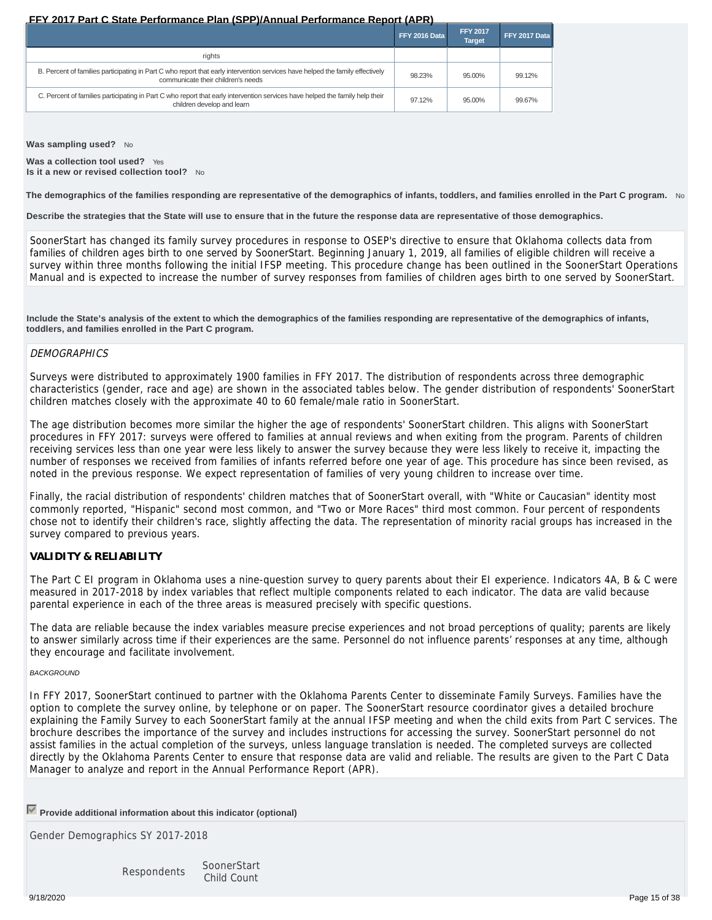| | FFY 2016 Data | FFY 2017 Target | FFY 2017 Data |
|---|---|---|---|
| rights | | | |
| B. Percent of families participating in Part C who report that early intervention services have helped the family effectively communicate their children's needs | 98.23% | 95.00% | 99.12% |
| C. Percent of families participating in Part C who report that early intervention services have helped the family help their children develop and learn | 97.12% | 95.00% | 99.67% |

**Was sampling used?** No

**Was a collection tool used?** Yes
**Is it a new or revised collection tool?** No

**The demographics of the families responding are representative of the demographics of infants, toddlers, and families enrolled in the Part C program.** No

**Describe the strategies that the State will use to ensure that in the future the response data are representative of those demographics.**

SoonerStart has changed its family survey procedures in response to OSEP's directive to ensure that Oklahoma collects data from families of children ages birth to one served by SoonerStart. Beginning January 1, 2019, all families of eligible children will receive a survey within three months following the initial IFSP meeting. This procedure change has been outlined in the SoonerStart Operations Manual and is expected to increase the number of survey responses from families of children ages birth to one served by SoonerStart.

**Include the State's analysis of the extent to which the demographics of the families responding are representative of the demographics of infants, toddlers, and families enrolled in the Part C program.**

*DEMOGRAPHICS*

Surveys were distributed to approximately 1900 families in FFY 2017. The distribution of respondents across three demographic characteristics (gender, race and age) are shown in the associated tables below. The gender distribution of respondents' SoonerStart children matches closely with the approximate 40 to 60 female/male ratio in SoonerStart.

The age distribution becomes more similar the higher the age of respondents' SoonerStart children. This aligns with SoonerStart procedures in FFY 2017: surveys were offered to families at annual reviews and when exiting from the program. Parents of children receiving services less than one year were less likely to answer the survey because they were less likely to receive it, impacting the number of responses we received from families of infants referred before one year of age. This procedure has since been revised, as noted in the previous response. We expect representation of families of very young children to increase over time.

Finally, the racial distribution of respondents' children matches that of SoonerStart overall, with "White or Caucasian" identity most commonly reported, "Hispanic" second most common, and "Two or More Races" third most common. Four percent of respondents chose not to identify their children's race, slightly affecting the data. The representation of minority racial groups has increased in the survey compared to previous years.

**VALIDITY & RELIABILITY**

The Part C EI program in Oklahoma uses a nine-question survey to query parents about their EI experience. Indicators 4A, B & C were measured in 2017-2018 by index variables that reflect multiple components related to each indicator. The data are valid because parental experience in each of the three areas is measured precisely with specific questions.

The data are reliable because the index variables measure precise experiences and not broad perceptions of quality; parents are likely to answer similarly across time if their experiences are the same. Personnel do not influence parents' responses at any time, although they encourage and facilitate involvement.

*BACKGROUND*

In FFY 2017, SoonerStart continued to partner with the Oklahoma Parents Center to disseminate Family Surveys. Families have the option to complete the survey online, by telephone or on paper. The SoonerStart resource coordinator gives a detailed brochure explaining the Family Survey to each SoonerStart family at the annual IFSP meeting and when the child exits from Part C services. The brochure describes the importance of the survey and includes instructions for accessing the survey. SoonerStart personnel do not assist families in the actual completion of the surveys, unless language translation is needed. The completed surveys are collected directly by the Oklahoma Parents Center to ensure that response data are valid and reliable. The results are given to the Part C Data Manager to analyze and report in the Annual Performance Report (APR).

☑ **Provide additional information about this indicator (optional)**

Gender Demographics SY 2017-2018

| | Respondents | SoonerStart Child Count |
|---|---|---|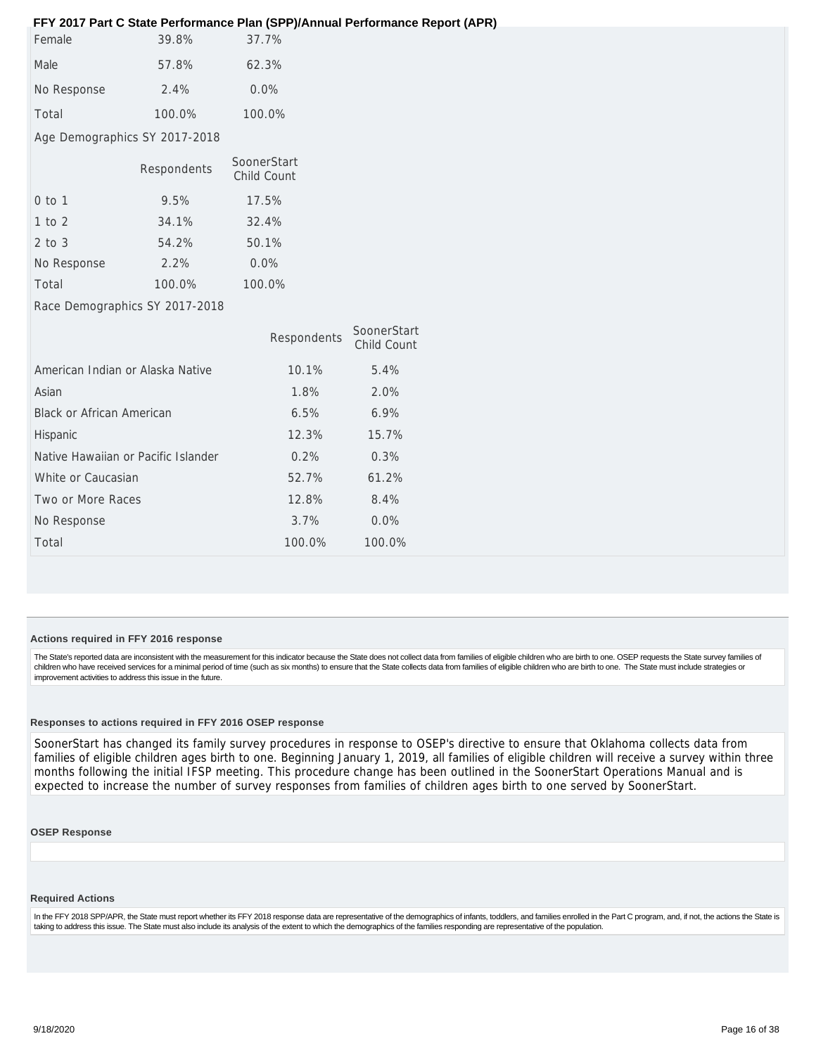| | | |
|---|---|---|
| Female | 39.8% | 37.7% |
| Male | 57.8% | 62.3% |
| No Response | 2.4% | 0.0% |
| Total | 100.0% | 100.0% |

Age Demographics SY 2017-2018

| | Respondents | SoonerStart Child Count |
|---|---|---|
| 0 to 1 | 9.5% | 17.5% |
| 1 to 2 | 34.1% | 32.4% |
| 2 to 3 | 54.2% | 50.1% |
| No Response | 2.2% | 0.0% |
| Total | 100.0% | 100.0% |

Race Demographics SY 2017-2018

| | Respondents | SoonerStart Child Count |
|---|---|---|
| American Indian or Alaska Native | 10.1% | 5.4% |
| Asian | 1.8% | 2.0% |
| Black or African American | 6.5% | 6.9% |
| Hispanic | 12.3% | 15.7% |
| Native Hawaiian or Pacific Islander | 0.2% | 0.3% |
| White or Caucasian | 52.7% | 61.2% |
| Two or More Races | 12.8% | 8.4% |
| No Response | 3.7% | 0.0% |
| Total | 100.0% | 100.0% |

**Actions required in FFY 2016 response**

The State's reported data are inconsistent with the measurement for this indicator because the State does not collect data from families of eligible children who are birth to one. OSEP requests the State survey families of children who have received services for a minimal period of time (such as six months) to ensure that the State collects data from families of eligible children who are birth to one. The State must include strategies or improvement activities to address this issue in the future.

**Responses to actions required in FFY 2016 OSEP response**

SoonerStart has changed its family survey procedures in response to OSEP's directive to ensure that Oklahoma collects data from families of eligible children ages birth to one. Beginning January 1, 2019, all families of eligible children will receive a survey within three months following the initial IFSP meeting. This procedure change has been outlined in the SoonerStart Operations Manual and is expected to increase the number of survey responses from families of children ages birth to one served by SoonerStart.

**OSEP Response**

**Required Actions**

In the FFY 2018 SPP/APR, the State must report whether its FFY 2018 response data are representative of the demographics of infants, toddlers, and families enrolled in the Part C program, and, if not, the actions the State is taking to address this issue. The State must also include its analysis of the extent to which the demographics of the families responding are representative of the population.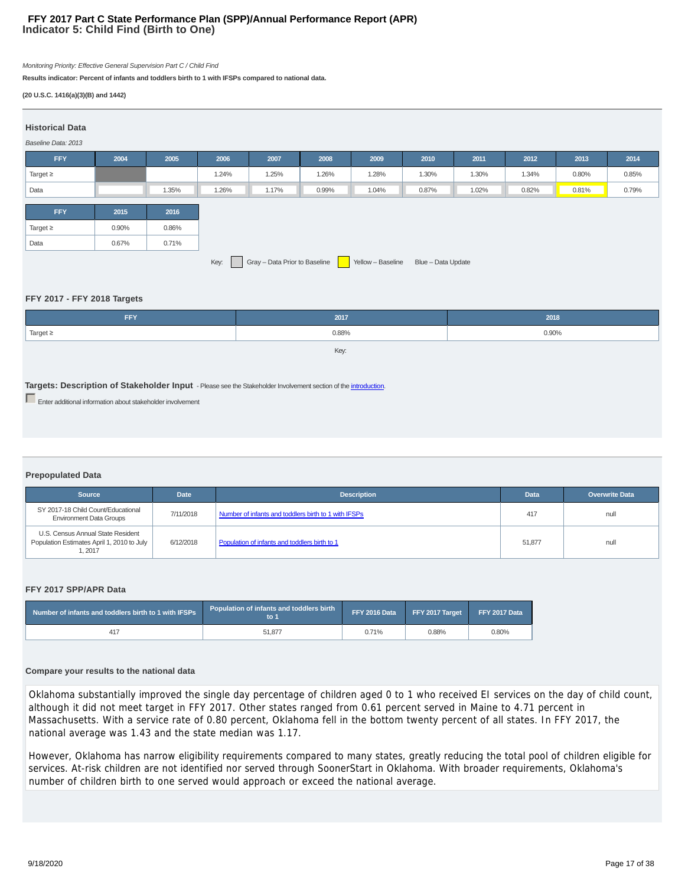# FFY 2017 Part C State Performance Plan (SPP)/Annual Performance Report (APR)
## Indicator 5: Child Find (Birth to One)

*Monitoring Priority: Effective General Supervision Part C / Child Find*

**Results indicator: Percent of infants and toddlers birth to 1 with IFSPs compared to national data.**

**(20 U.S.C. 1416(a)(3)(B) and 1442)**

### Historical Data

*Baseline Data: 2013*

| FFY | 2004 | 2005 | 2006 | 2007 | 2008 | 2009 | 2010 | 2011 | 2012 | 2013 | 2014 |
|---|---|---|---|---|---|---|---|---|---|---|---|
| Target ≥ | | | 1.24% | 1.25% | 1.26% | 1.28% | 1.30% | 1.30% | 1.34% | 0.80% | 0.85% |
| Data | | 1.35% | 1.26% | 1.17% | 0.99% | 1.04% | 0.87% | 1.02% | 0.82% | 0.81% | 0.79% |

| FFY | 2015 | 2016 |
|---|---|---|
| Target ≥ | 0.90% | 0.86% |
| Data | 0.67% | 0.71% |

Key: Gray – Data Prior to Baseline | Yellow – Baseline | Blue – Data Update

### FFY 2017 - FFY 2018 Targets

| FFY | 2017 | 2018 |
|---|---|---|
| Target ≥ | 0.88% | 0.90% |

Key:

**Targets: Description of Stakeholder Input** - Please see the Stakeholder Involvement section of the introduction.

Enter additional information about stakeholder involvement

### Prepopulated Data

| Source | Date | Description | Data | Overwrite Data |
|---|---|---|---|---|
| SY 2017-18 Child Count/Educational Environment Data Groups | 7/11/2018 | Number of infants and toddlers birth to 1 with IFSPs | 417 | null |
| U.S. Census Annual State Resident Population Estimates April 1, 2010 to July 1, 2017 | 6/12/2018 | Population of infants and toddlers birth to 1 | 51,877 | null |

### FFY 2017 SPP/APR Data

| Number of infants and toddlers birth to 1 with IFSPs | Population of infants and toddlers birth to 1 | FFY 2016 Data | FFY 2017 Target | FFY 2017 Data |
|---|---|---|---|---|
| 417 | 51,877 | 0.71% | 0.88% | 0.80% |

### Compare your results to the national data

Oklahoma substantially improved the single day percentage of children aged 0 to 1 who received EI services on the day of child count, although it did not meet target in FFY 2017. Other states ranged from 0.61 percent served in Maine to 4.71 percent in Massachusetts. With a service rate of 0.80 percent, Oklahoma fell in the bottom twenty percent of all states. In FFY 2017, the national average was 1.43 and the state median was 1.17.

However, Oklahoma has narrow eligibility requirements compared to many states, greatly reducing the total pool of children eligible for services. At-risk children are not identified nor served through SoonerStart in Oklahoma. With broader requirements, Oklahoma's number of children birth to one served would approach or exceed the national average.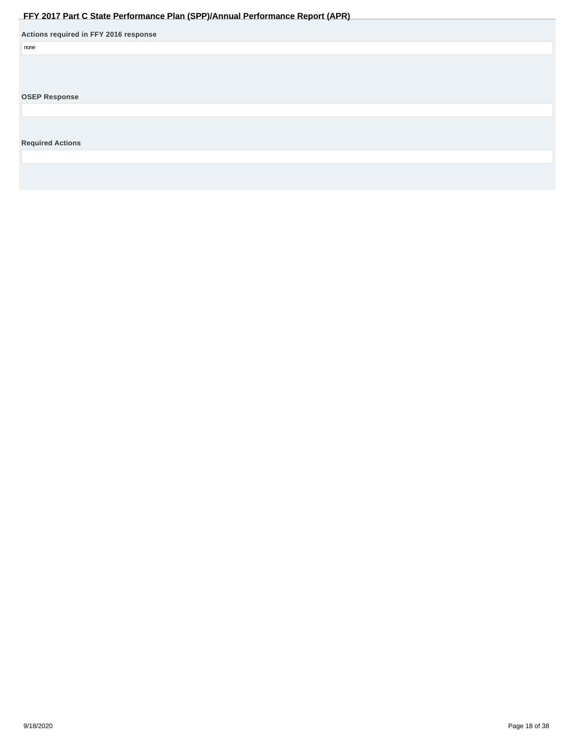**Actions required in FFY 2016 response**

none

**OSEP Response**

**Required Actions**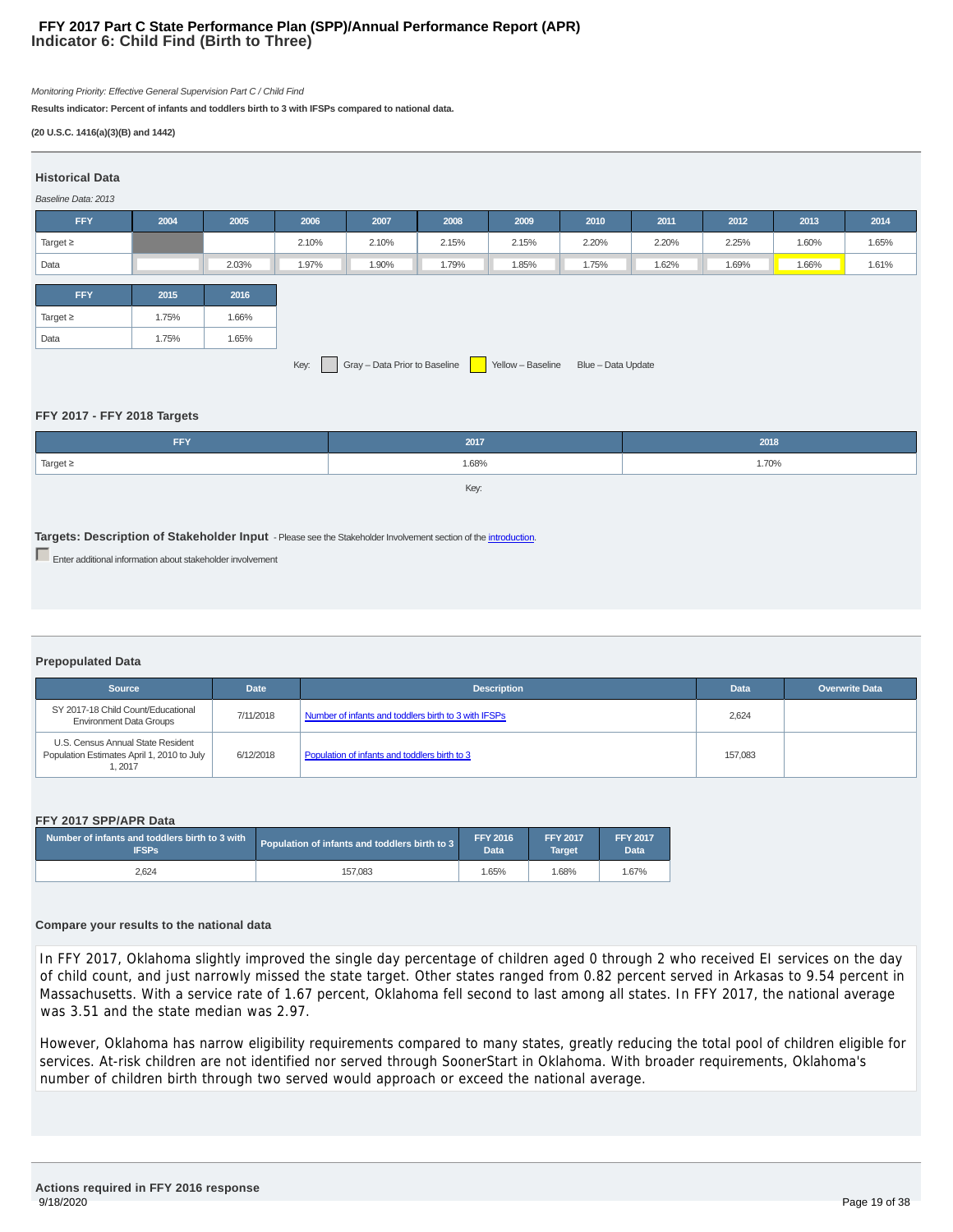# FFY 2017 Part C State Performance Plan (SPP)/Annual Performance Report (APR)
## Indicator 6: Child Find (Birth to Three)

*Monitoring Priority: Effective General Supervision Part C / Child Find*

**Results indicator: Percent of infants and toddlers birth to 3 with IFSPs compared to national data.**

**(20 U.S.C. 1416(a)(3)(B) and 1442)**

### Historical Data

*Baseline Data: 2013*

| FFY | 2004 | 2005 | 2006 | 2007 | 2008 | 2009 | 2010 | 2011 | 2012 | 2013 | 2014 |
|---|---|---|---|---|---|---|---|---|---|---|---|
| Target ≥ | | | 2.10% | 2.10% | 2.15% | 2.15% | 2.20% | 2.20% | 2.25% | 1.60% | 1.65% |
| Data | | 2.03% | 1.97% | 1.90% | 1.79% | 1.85% | 1.75% | 1.62% | 1.69% | 1.66% | 1.61% |

| FFY | 2015 | 2016 |
|---|---|---|
| Target ≥ | 1.75% | 1.66% |
| Data | 1.75% | 1.65% |

Key: Gray – Data Prior to Baseline; Yellow – Baseline; Blue – Data Update

### FFY 2017 - FFY 2018 Targets

| FFY | 2017 | 2018 |
|---|---|---|
| Target ≥ | 1.68% | 1.70% |

Key:

**Targets: Description of Stakeholder Input** - Please see the Stakeholder Involvement section of the introduction.

Enter additional information about stakeholder involvement

### Prepopulated Data

| Source | Date | Description | Data | Overwrite Data |
|---|---|---|---|---|
| SY 2017-18 Child Count/Educational Environment Data Groups | 7/11/2018 | Number of infants and toddlers birth to 3 with IFSPs | 2,624 | |
| U.S. Census Annual State Resident Population Estimates April 1, 2010 to July 1, 2017 | 6/12/2018 | Population of infants and toddlers birth to 3 | 157,083 | |

### FFY 2017 SPP/APR Data

| Number of infants and toddlers birth to 3 with IFSPs | Population of infants and toddlers birth to 3 | FFY 2016 Data | FFY 2017 Target | FFY 2017 Data |
|---|---|---|---|---|
| 2,624 | 157,083 | 1.65% | 1.68% | 1.67% |

### Compare your results to the national data

In FFY 2017, Oklahoma slightly improved the single day percentage of children aged 0 through 2 who received EI services on the day of child count, and just narrowly missed the state target. Other states ranged from 0.82 percent served in Arkasas to 9.54 percent in Massachusetts. With a service rate of 1.67 percent, Oklahoma fell second to last among all states. In FFY 2017, the national average was 3.51 and the state median was 2.97.

However, Oklahoma has narrow eligibility requirements compared to many states, greatly reducing the total pool of children eligible for services. At-risk children are not identified nor served through SoonerStart in Oklahoma. With broader requirements, Oklahoma's number of children birth through two served would approach or exceed the national average.

### Actions required in FFY 2016 response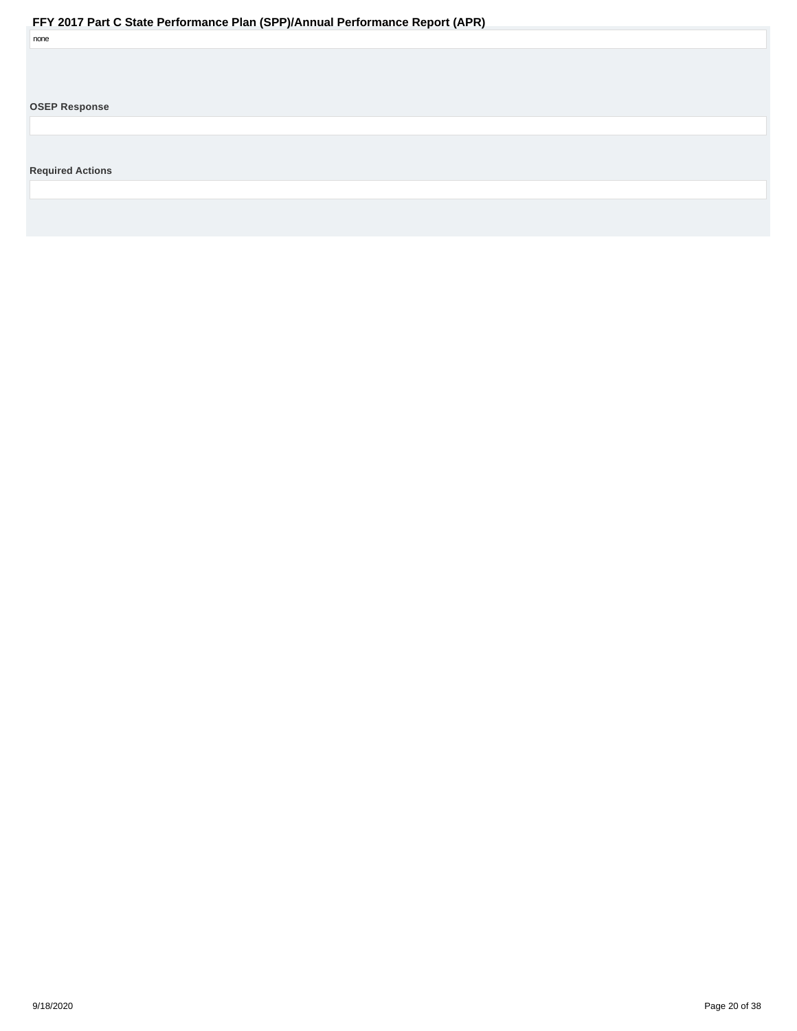none

**OSEP Response**

**Required Actions**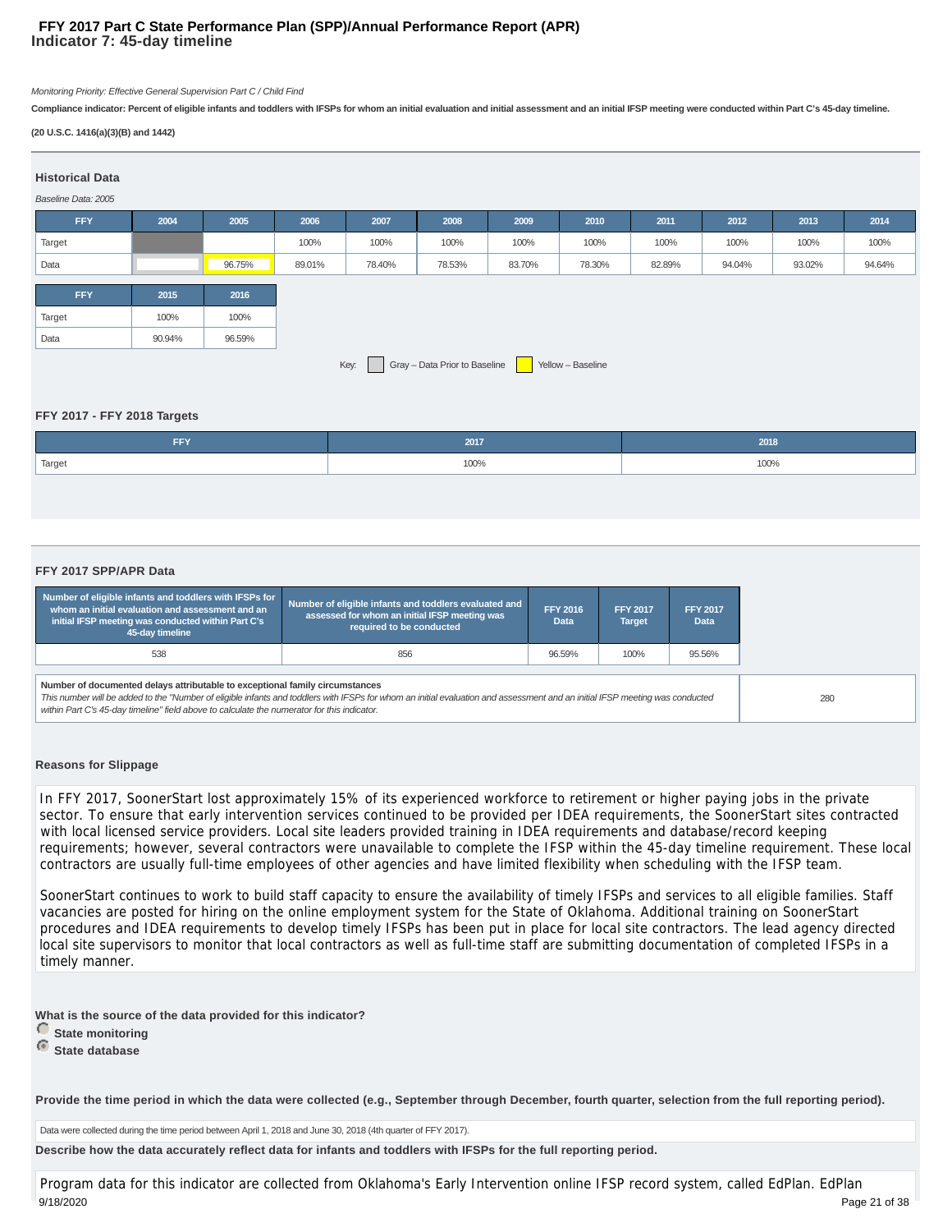# FFY 2017 Part C State Performance Plan (SPP)/Annual Performance Report (APR)

## Indicator 7: 45-day timeline

*Monitoring Priority: Effective General Supervision Part C / Child Find*

**Compliance indicator: Percent of eligible infants and toddlers with IFSPs for whom an initial evaluation and initial assessment and an initial IFSP meeting were conducted within Part C's 45-day timeline.**

**(20 U.S.C. 1416(a)(3)(B) and 1442)**

### Historical Data

*Baseline Data: 2005*

| FFY | 2004 | 2005 | 2006 | 2007 | 2008 | 2009 | 2010 | 2011 | 2012 | 2013 | 2014 |
|---|---|---|---|---|---|---|---|---|---|---|---|
| Target | | | 100% | 100% | 100% | 100% | 100% | 100% | 100% | 100% | 100% |
| Data | | 96.75% | 89.01% | 78.40% | 78.53% | 83.70% | 78.30% | 82.89% | 94.04% | 93.02% | 94.64% |

| FFY | 2015 | 2016 |
|---|---|---|
| Target | 100% | 100% |
| Data | 90.94% | 96.59% |

Key: Gray – Data Prior to Baseline; Yellow – Baseline

### FFY 2017 - FFY 2018 Targets

| FFY | 2017 | 2018 |
|---|---|---|
| Target | 100% | 100% |

### FFY 2017 SPP/APR Data

| Number of eligible infants and toddlers with IFSPs for whom an initial evaluation and assessment and an initial IFSP meeting was conducted within Part C's 45-day timeline | Number of eligible infants and toddlers evaluated and assessed for whom an initial IFSP meeting was required to be conducted | FFY 2016 Data | FFY 2017 Target | FFY 2017 Data |
|---|---|---|---|---|
| 538 | 856 | 96.59% | 100% | 95.56% |

| Number of documented delays attributable to exceptional family circumstances | |
|---|---|
| *This number will be added to the "Number of eligible infants and toddlers with IFSPs for whom an initial evaluation and assessment and an initial IFSP meeting was conducted within Part C's 45-day timeline" field above to calculate the numerator for this indicator.* | 280 |

### Reasons for Slippage

In FFY 2017, SoonerStart lost approximately 15% of its experienced workforce to retirement or higher paying jobs in the private sector. To ensure that early intervention services continued to be provided per IDEA requirements, the SoonerStart sites contracted with local licensed service providers. Local site leaders provided training in IDEA requirements and database/record keeping requirements; however, several contractors were unavailable to complete the IFSP within the 45-day timeline requirement. These local contractors are usually full-time employees of other agencies and have limited flexibility when scheduling with the IFSP team.

SoonerStart continues to work to build staff capacity to ensure the availability of timely IFSPs and services to all eligible families. Staff vacancies are posted for hiring on the online employment system for the State of Oklahoma. Additional training on SoonerStart procedures and IDEA requirements to develop timely IFSPs has been put in place for local site contractors. The lead agency directed local site supervisors to monitor that local contractors as well as full-time staff are submitting documentation of completed IFSPs in a timely manner.

**What is the source of the data provided for this indicator?**

- ○ State monitoring
- ◉ State database

**Provide the time period in which the data were collected (e.g., September through December, fourth quarter, selection from the full reporting period).**

Data were collected during the time period between April 1, 2018 and June 30, 2018 (4th quarter of FFY 2017).

**Describe how the data accurately reflect data for infants and toddlers with IFSPs for the full reporting period.**

Program data for this indicator are collected from Oklahoma's Early Intervention online IFSP record system, called EdPlan. EdPlan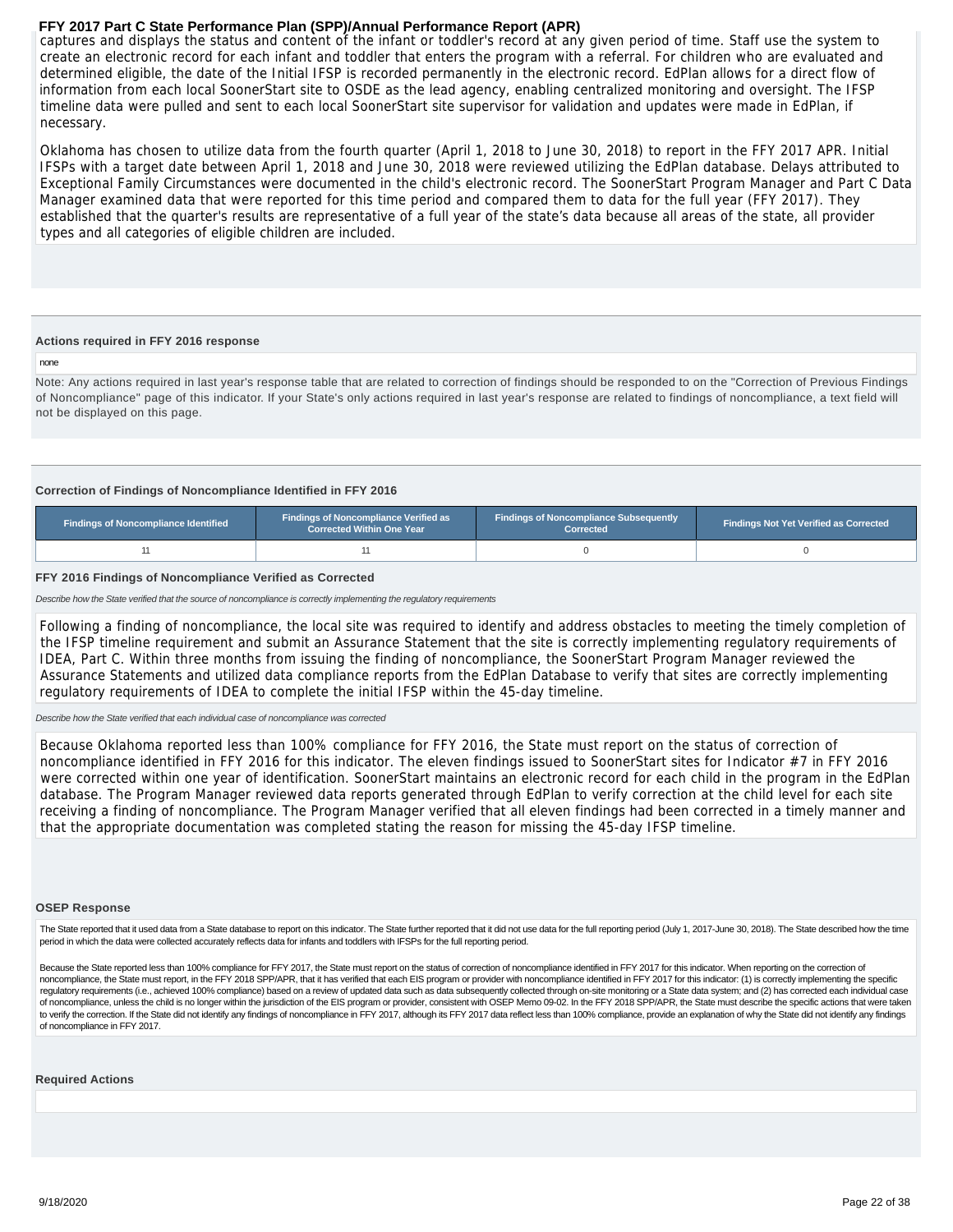captures and displays the status and content of the infant or toddler's record at any given period of time. Staff use the system to create an electronic record for each infant and toddler that enters the program with a referral. For children who are evaluated and determined eligible, the date of the Initial IFSP is recorded permanently in the electronic record. EdPlan allows for a direct flow of information from each local SoonerStart site to OSDE as the lead agency, enabling centralized monitoring and oversight. The IFSP timeline data were pulled and sent to each local SoonerStart site supervisor for validation and updates were made in EdPlan, if necessary.

Oklahoma has chosen to utilize data from the fourth quarter (April 1, 2018 to June 30, 2018) to report in the FFY 2017 APR. Initial IFSPs with a target date between April 1, 2018 and June 30, 2018 were reviewed utilizing the EdPlan database. Delays attributed to Exceptional Family Circumstances were documented in the child's electronic record. The SoonerStart Program Manager and Part C Data Manager examined data that were reported for this time period and compared them to data for the full year (FFY 2017). They established that the quarter's results are representative of a full year of the state's data because all areas of the state, all provider types and all categories of eligible children are included.

### Actions required in FFY 2016 response

none

Note: Any actions required in last year's response table that are related to correction of findings should be responded to on the "Correction of Previous Findings of Noncompliance" page of this indicator. If your State's only actions required in last year's response are related to findings of noncompliance, a text field will not be displayed on this page.

### Correction of Findings of Noncompliance Identified in FFY 2016

| Findings of Noncompliance Identified | Findings of Noncompliance Verified as Corrected Within One Year | Findings of Noncompliance Subsequently Corrected | Findings Not Yet Verified as Corrected |
|---|---|---|---|
| 11 | 11 | 0 | 0 |

### FFY 2016 Findings of Noncompliance Verified as Corrected

*Describe how the State verified that the source of noncompliance is correctly implementing the regulatory requirements*

Following a finding of noncompliance, the local site was required to identify and address obstacles to meeting the timely completion of the IFSP timeline requirement and submit an Assurance Statement that the site is correctly implementing regulatory requirements of IDEA, Part C. Within three months from issuing the finding of noncompliance, the SoonerStart Program Manager reviewed the Assurance Statements and utilized data compliance reports from the EdPlan Database to verify that sites are correctly implementing regulatory requirements of IDEA to complete the initial IFSP within the 45-day timeline.

*Describe how the State verified that each individual case of noncompliance was corrected*

Because Oklahoma reported less than 100% compliance for FFY 2016, the State must report on the status of correction of noncompliance identified in FFY 2016 for this indicator. The eleven findings issued to SoonerStart sites for Indicator #7 in FFY 2016 were corrected within one year of identification. SoonerStart maintains an electronic record for each child in the program in the EdPlan database. The Program Manager reviewed data reports generated through EdPlan to verify correction at the child level for each site receiving a finding of noncompliance. The Program Manager verified that all eleven findings had been corrected in a timely manner and that the appropriate documentation was completed stating the reason for missing the 45-day IFSP timeline.

### OSEP Response

The State reported that it used data from a State database to report on this indicator. The State further reported that it did not use data for the full reporting period (July 1, 2017-June 30, 2018). The State described how the time period in which the data were collected accurately reflects data for infants and toddlers with IFSPs for the full reporting period.

Because the State reported less than 100% compliance for FFY 2017, the State must report on the status of correction of noncompliance identified in FFY 2017 for this indicator. When reporting on the correction of noncompliance, the State must report, in the FFY 2018 SPP/APR, that it has verified that each EIS program or provider with noncompliance identified in FFY 2017 for this indicator: (1) is correctly implementing the specific regulatory requirements (i.e., achieved 100% compliance) based on a review of updated data such as data subsequently collected through on-site monitoring or a State data system; and (2) has corrected each individual case of noncompliance, unless the child is no longer within the jurisdiction of the EIS program or provider, consistent with OSEP Memo 09-02. In the FFY 2018 SPP/APR, the State must describe the specific actions that were taken to verify the correction. If the State did not identify any findings of noncompliance in FFY 2017, although its FFY 2017 data reflect less than 100% compliance, provide an explanation of why the State did not identify any findings of noncompliance in FFY 2017.

### Required Actions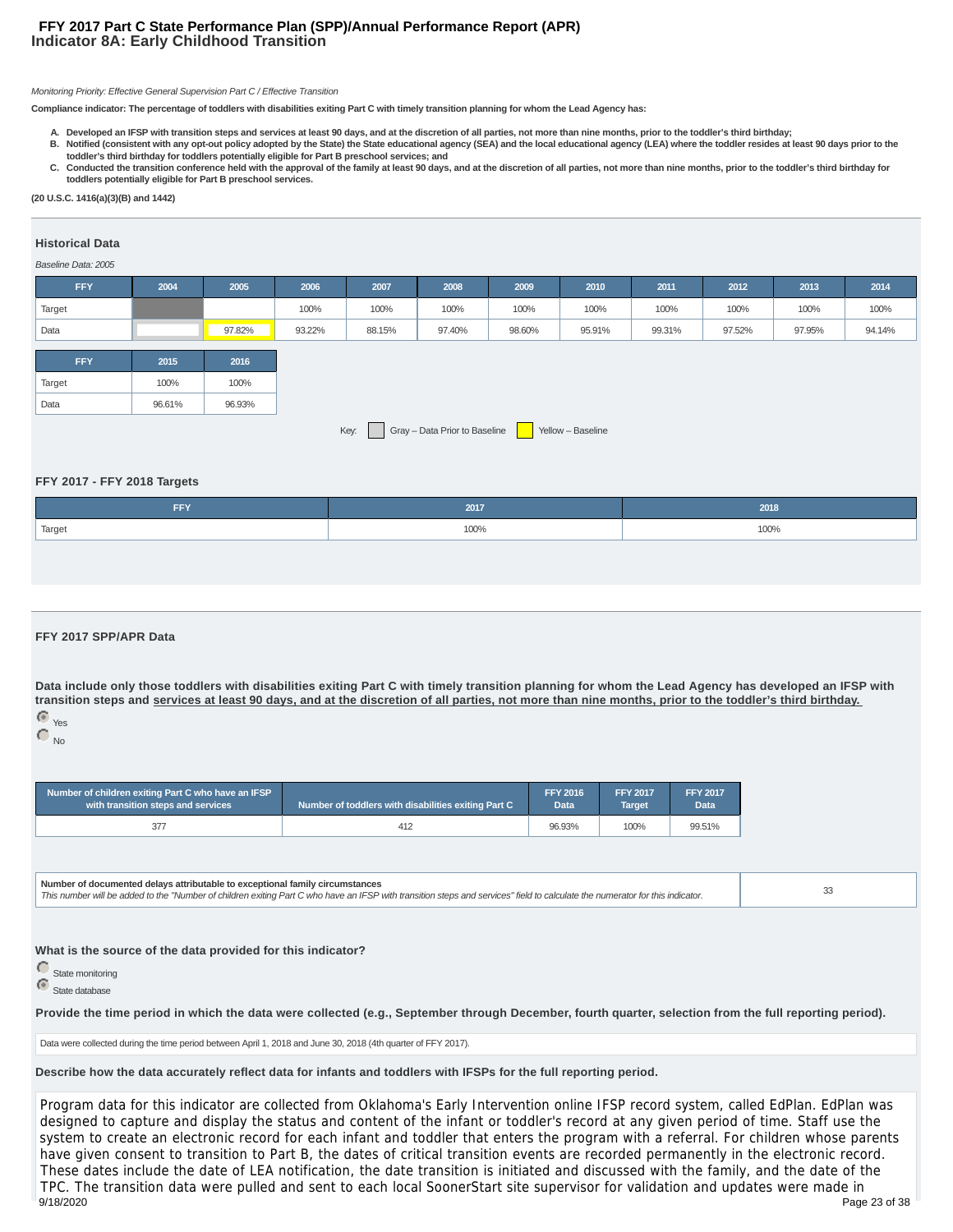# FFY 2017 Part C State Performance Plan (SPP)/Annual Performance Report (APR)
## Indicator 8A: Early Childhood Transition

*Monitoring Priority: Effective General Supervision Part C / Effective Transition*

**Compliance indicator: The percentage of toddlers with disabilities exiting Part C with timely transition planning for whom the Lead Agency has:**

- **A. Developed an IFSP with transition steps and services at least 90 days, and at the discretion of all parties, not more than nine months, prior to the toddler's third birthday;**
- **B. Notified (consistent with any opt-out policy adopted by the State) the State educational agency (SEA) and the local educational agency (LEA) where the toddler resides at least 90 days prior to the toddler's third birthday for toddlers potentially eligible for Part B preschool services; and**
- **C. Conducted the transition conference held with the approval of the family at least 90 days, and at the discretion of all parties, not more than nine months, prior to the toddler's third birthday for toddlers potentially eligible for Part B preschool services.**

**(20 U.S.C. 1416(a)(3)(B) and 1442)**

### Historical Data

*Baseline Data: 2005*

| FFY | 2004 | 2005 | 2006 | 2007 | 2008 | 2009 | 2010 | 2011 | 2012 | 2013 | 2014 |
|---|---|---|---|---|---|---|---|---|---|---|---|
| Target | | | 100% | 100% | 100% | 100% | 100% | 100% | 100% | 100% | 100% |
| Data | | 97.82% | 93.22% | 88.15% | 97.40% | 98.60% | 95.91% | 99.31% | 97.52% | 97.95% | 94.14% |

| FFY | 2015 | 2016 |
|---|---|---|
| Target | 100% | 100% |
| Data | 96.61% | 96.93% |

Key: Gray – Data Prior to Baseline; Yellow – Baseline

### FFY 2017 - FFY 2018 Targets

| FFY | 2017 | 2018 |
|---|---|---|
| Target | 100% | 100% |

### FFY 2017 SPP/APR Data

**Data include only those toddlers with disabilities exiting Part C with timely transition planning for whom the Lead Agency has developed an IFSP with transition steps and services at least 90 days, and at the discretion of all parties, not more than nine months, prior to the toddler's third birthday.**

- (selected) Yes
- No

| Number of children exiting Part C who have an IFSP with transition steps and services | Number of toddlers with disabilities exiting Part C | FFY 2016 Data | FFY 2017 Target | FFY 2017 Data |
|---|---|---|---|---|
| 377 | 412 | 96.93% | 100% | 99.51% |

| Number of documented delays attributable to exceptional family circumstances<br>*This number will be added to the "Number of children exiting Part C who have an IFSP with transition steps and services" field to calculate the numerator for this indicator.* | 33 |
|---|---|

**What is the source of the data provided for this indicator?**

- State monitoring
- (selected) State database

**Provide the time period in which the data were collected (e.g., September through December, fourth quarter, selection from the full reporting period).**

Data were collected during the time period between April 1, 2018 and June 30, 2018 (4th quarter of FFY 2017).

**Describe how the data accurately reflect data for infants and toddlers with IFSPs for the full reporting period.**

Program data for this indicator are collected from Oklahoma's Early Intervention online IFSP record system, called EdPlan. EdPlan was designed to capture and display the status and content of the infant or toddler's record at any given period of time. Staff use the system to create an electronic record for each infant and toddler that enters the program with a referral. For children whose parents have given consent to transition to Part B, the dates of critical transition events are recorded permanently in the electronic record. These dates include the date of LEA notification, the date transition is initiated and discussed with the family, and the date of the TPC. The transition data were pulled and sent to each local SoonerStart site supervisor for validation and updates were made in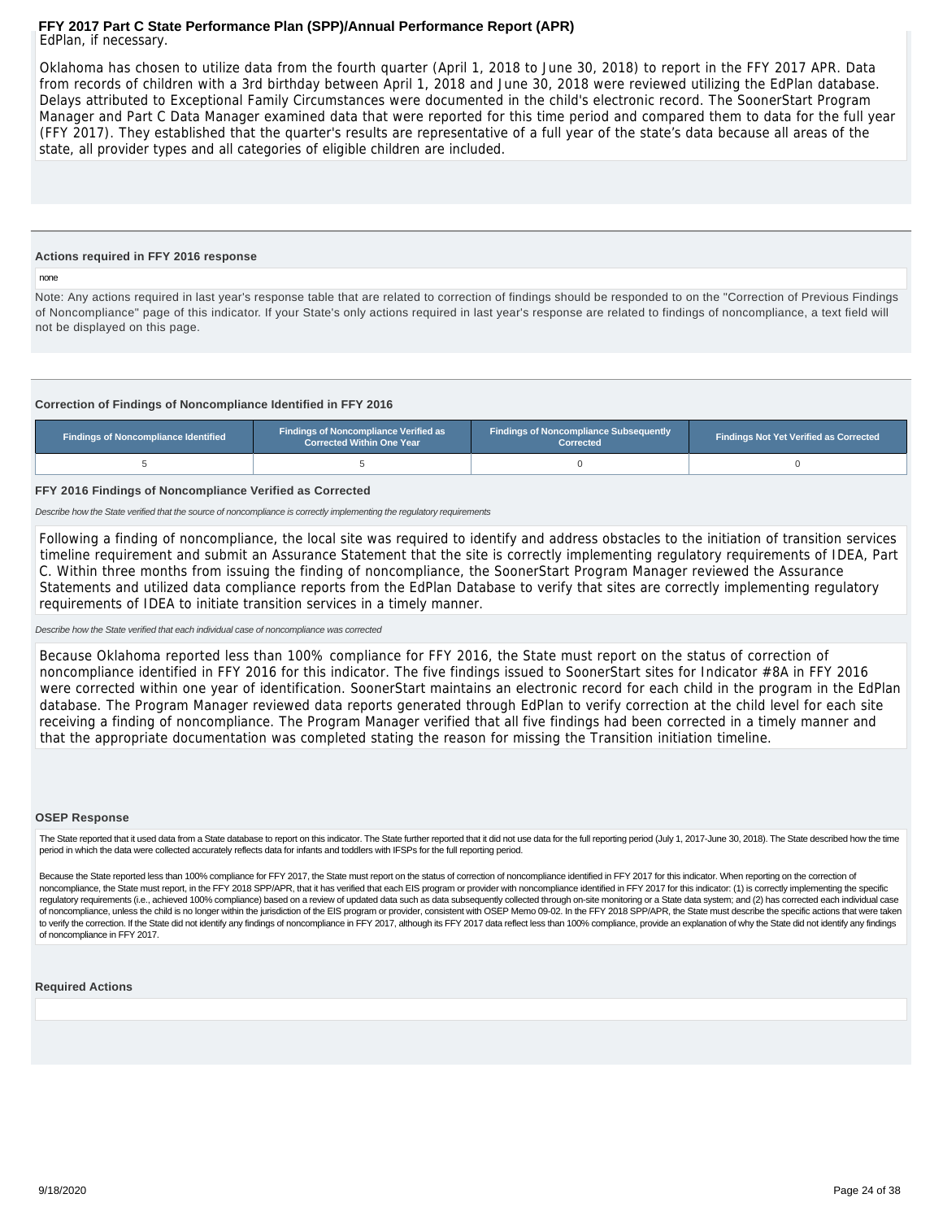EdPlan, if necessary.

Oklahoma has chosen to utilize data from the fourth quarter (April 1, 2018 to June 30, 2018) to report in the FFY 2017 APR. Data from records of children with a 3rd birthday between April 1, 2018 and June 30, 2018 were reviewed utilizing the EdPlan database. Delays attributed to Exceptional Family Circumstances were documented in the child's electronic record. The SoonerStart Program Manager and Part C Data Manager examined data that were reported for this time period and compared them to data for the full year (FFY 2017). They established that the quarter's results are representative of a full year of the state's data because all areas of the state, all provider types and all categories of eligible children are included.

**Actions required in FFY 2016 response**

none

Note: Any actions required in last year's response table that are related to correction of findings should be responded to on the "Correction of Previous Findings of Noncompliance" page of this indicator. If your State's only actions required in last year's response are related to findings of noncompliance, a text field will not be displayed on this page.

**Correction of Findings of Noncompliance Identified in FFY 2016**

| Findings of Noncompliance Identified | Findings of Noncompliance Verified as Corrected Within One Year | Findings of Noncompliance Subsequently Corrected | Findings Not Yet Verified as Corrected |
|---|---|---|---|
| 5 | 5 | 0 | 0 |

**FFY 2016 Findings of Noncompliance Verified as Corrected**

*Describe how the State verified that the source of noncompliance is correctly implementing the regulatory requirements*

Following a finding of noncompliance, the local site was required to identify and address obstacles to the initiation of transition services timeline requirement and submit an Assurance Statement that the site is correctly implementing regulatory requirements of IDEA, Part C. Within three months from issuing the finding of noncompliance, the SoonerStart Program Manager reviewed the Assurance Statements and utilized data compliance reports from the EdPlan Database to verify that sites are correctly implementing regulatory requirements of IDEA to initiate transition services in a timely manner.

*Describe how the State verified that each individual case of noncompliance was corrected*

Because Oklahoma reported less than 100% compliance for FFY 2016, the State must report on the status of correction of noncompliance identified in FFY 2016 for this indicator. The five findings issued to SoonerStart sites for Indicator #8A in FFY 2016 were corrected within one year of identification. SoonerStart maintains an electronic record for each child in the program in the EdPlan database. The Program Manager reviewed data reports generated through EdPlan to verify correction at the child level for each site receiving a finding of noncompliance. The Program Manager verified that all five findings had been corrected in a timely manner and that the appropriate documentation was completed stating the reason for missing the Transition initiation timeline.

**OSEP Response**

The State reported that it used data from a State database to report on this indicator. The State further reported that it did not use data for the full reporting period (July 1, 2017-June 30, 2018). The State described how the time period in which the data were collected accurately reflects data for infants and toddlers with IFSPs for the full reporting period.

Because the State reported less than 100% compliance for FFY 2017, the State must report on the status of correction of noncompliance identified in FFY 2017 for this indicator. When reporting on the correction of noncompliance, the State must report, in the FFY 2018 SPP/APR, that it has verified that each EIS program or provider with noncompliance identified in FFY 2017 for this indicator: (1) is correctly implementing the specific regulatory requirements (i.e., achieved 100% compliance) based on a review of updated data such as data subsequently collected through on-site monitoring or a State data system; and (2) has corrected each individual case of noncompliance, unless the child is no longer within the jurisdiction of the EIS program or provider, consistent with OSEP Memo 09-02. In the FFY 2018 SPP/APR, the State must describe the specific actions that were taken to verify the correction. If the State did not identify any findings of noncompliance in FFY 2017, although its FFY 2017 data reflect less than 100% compliance, provide an explanation of why the State did not identify any findings of noncompliance in FFY 2017.

**Required Actions**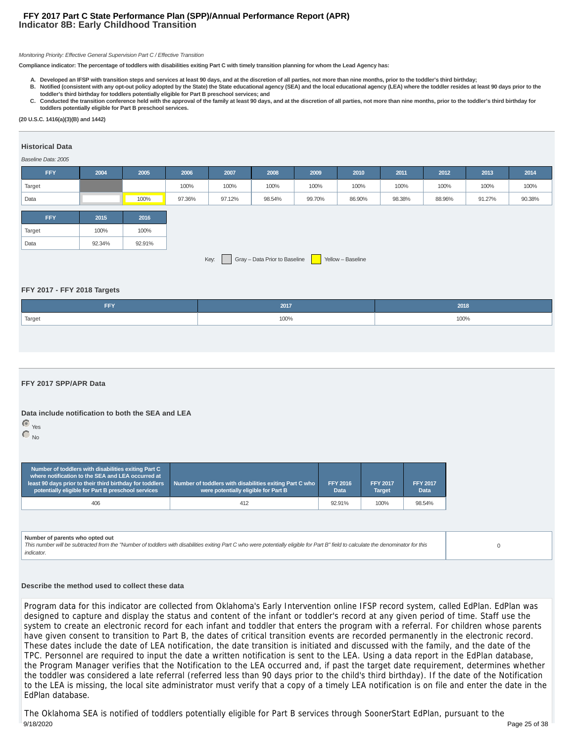# FFY 2017 Part C State Performance Plan (SPP)/Annual Performance Report (APR)
## Indicator 8B: Early Childhood Transition

*Monitoring Priority: Effective General Supervision Part C / Effective Transition*

**Compliance indicator: The percentage of toddlers with disabilities exiting Part C with timely transition planning for whom the Lead Agency has:**

A. **Developed an IFSP with transition steps and services at least 90 days, and at the discretion of all parties, not more than nine months, prior to the toddler's third birthday;**
B. **Notified (consistent with any opt-out policy adopted by the State) the State educational agency (SEA) and the local educational agency (LEA) where the toddler resides at least 90 days prior to the toddler's third birthday for toddlers potentially eligible for Part B preschool services; and**
C. **Conducted the transition conference held with the approval of the family at least 90 days, and at the discretion of all parties, not more than nine months, prior to the toddler's third birthday for toddlers potentially eligible for Part B preschool services.**

**(20 U.S.C. 1416(a)(3)(B) and 1442)**

### Historical Data

*Baseline Data: 2005*

| FFY | 2004 | 2005 | 2006 | 2007 | 2008 | 2009 | 2010 | 2011 | 2012 | 2013 | 2014 |
|---|---|---|---|---|---|---|---|---|---|---|---|
| Target | | | 100% | 100% | 100% | 100% | 100% | 100% | 100% | 100% | 100% |
| Data | | 100% | 97.36% | 97.12% | 98.54% | 99.70% | 86.90% | 98.38% | 88.96% | 91.27% | 90.38% |

| FFY | 2015 | 2016 |
|---|---|---|
| Target | 100% | 100% |
| Data | 92.34% | 92.91% |

Key: Gray – Data Prior to Baseline; Yellow – Baseline

### FFY 2017 - FFY 2018 Targets

| FFY | 2017 | 2018 |
|---|---|---|
| Target | 100% | 100% |

### FFY 2017 SPP/APR Data

**Data include notification to both the SEA and LEA**

- Yes (selected)
- No

| Number of toddlers with disabilities exiting Part C where notification to the SEA and LEA occurred at least 90 days prior to their third birthday for toddlers potentially eligible for Part B preschool services | Number of toddlers with disabilities exiting Part C who were potentially eligible for Part B | FFY 2016 Data | FFY 2017 Target | FFY 2017 Data |
|---|---|---|---|---|
| 406 | 412 | 92.91% | 100% | 98.54% |

| **Number of parents who opted out**<br>*This number will be subtracted from the "Number of toddlers with disabilities exiting Part C who were potentially eligible for Part B" field to calculate the denominator for this indicator.* | 0 |
|---|---|

**Describe the method used to collect these data**

Program data for this indicator are collected from Oklahoma's Early Intervention online IFSP record system, called EdPlan. EdPlan was designed to capture and display the status and content of the infant or toddler's record at any given period of time. Staff use the system to create an electronic record for each infant and toddler that enters the program with a referral. For children whose parents have given consent to transition to Part B, the dates of critical transition events are recorded permanently in the electronic record. These dates include the date of LEA notification, the date transition is initiated and discussed with the family, and the date of the TPC. Personnel are required to input the date a written notification is sent to the LEA. Using a data report in the EdPlan database, the Program Manager verifies that the Notification to the LEA occurred and, if past the target date requirement, determines whether the toddler was considered a late referral (referred less than 90 days prior to the child's third birthday). If the date of the Notification to the LEA is missing, the local site administrator must verify that a copy of a timely LEA notification is on file and enter the date in the EdPlan database.

The Oklahoma SEA is notified of toddlers potentially eligible for Part B services through SoonerStart EdPlan, pursuant to the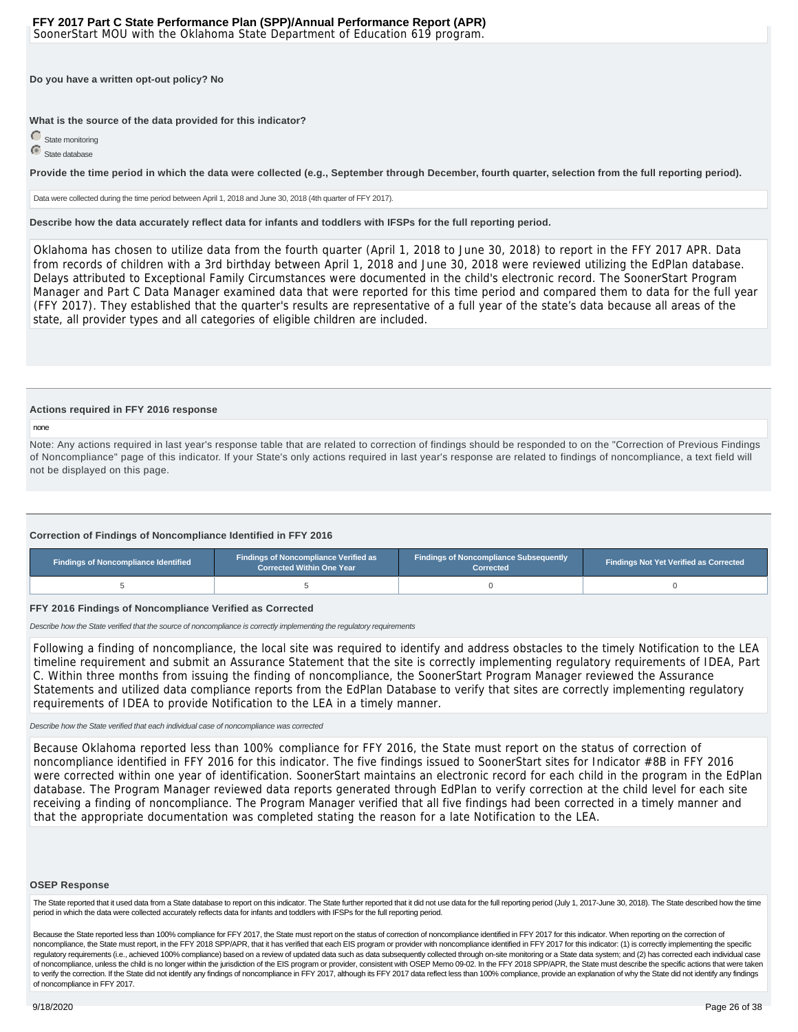SoonerStart MOU with the Oklahoma State Department of Education 619 program.

**Do you have a written opt-out policy? No**

**What is the source of the data provided for this indicator?**

- State monitoring
- State database (selected)

**Provide the time period in which the data were collected (e.g., September through December, fourth quarter, selection from the full reporting period).**

Data were collected during the time period between April 1, 2018 and June 30, 2018 (4th quarter of FFY 2017).

**Describe how the data accurately reflect data for infants and toddlers with IFSPs for the full reporting period.**

Oklahoma has chosen to utilize data from the fourth quarter (April 1, 2018 to June 30, 2018) to report in the FFY 2017 APR. Data from records of children with a 3rd birthday between April 1, 2018 and June 30, 2018 were reviewed utilizing the EdPlan database. Delays attributed to Exceptional Family Circumstances were documented in the child's electronic record. The SoonerStart Program Manager and Part C Data Manager examined data that were reported for this time period and compared them to data for the full year (FFY 2017). They established that the quarter's results are representative of a full year of the state's data because all areas of the state, all provider types and all categories of eligible children are included.

### Actions required in FFY 2016 response

none

Note: Any actions required in last year's response table that are related to correction of findings should be responded to on the "Correction of Previous Findings of Noncompliance" page of this indicator. If your State's only actions required in last year's response are related to findings of noncompliance, a text field will not be displayed on this page.

### Correction of Findings of Noncompliance Identified in FFY 2016

| Findings of Noncompliance Identified | Findings of Noncompliance Verified as Corrected Within One Year | Findings of Noncompliance Subsequently Corrected | Findings Not Yet Verified as Corrected |
|---|---|---|---|
| 5 | 5 | 0 | 0 |

### FFY 2016 Findings of Noncompliance Verified as Corrected

*Describe how the State verified that the source of noncompliance is correctly implementing the regulatory requirements*

Following a finding of noncompliance, the local site was required to identify and address obstacles to the timely Notification to the LEA timeline requirement and submit an Assurance Statement that the site is correctly implementing regulatory requirements of IDEA, Part C. Within three months from issuing the finding of noncompliance, the SoonerStart Program Manager reviewed the Assurance Statements and utilized data compliance reports from the EdPlan Database to verify that sites are correctly implementing regulatory requirements of IDEA to provide Notification to the LEA in a timely manner.

*Describe how the State verified that each individual case of noncompliance was corrected*

Because Oklahoma reported less than 100% compliance for FFY 2016, the State must report on the status of correction of noncompliance identified in FFY 2016 for this indicator. The five findings issued to SoonerStart sites for Indicator #8B in FFY 2016 were corrected within one year of identification. SoonerStart maintains an electronic record for each child in the program in the EdPlan database. The Program Manager reviewed data reports generated through EdPlan to verify correction at the child level for each site receiving a finding of noncompliance. The Program Manager verified that all five findings had been corrected in a timely manner and that the appropriate documentation was completed stating the reason for a late Notification to the LEA.

### OSEP Response

The State reported that it used data from a State database to report on this indicator. The State further reported that it did not use data for the full reporting period (July 1, 2017-June 30, 2018). The State described how the time period in which the data were collected accurately reflects data for infants and toddlers with IFSPs for the full reporting period.

Because the State reported less than 100% compliance for FFY 2017, the State must report on the status of correction of noncompliance identified in FFY 2017 for this indicator. When reporting on the correction of noncompliance, the State must report, in the FFY 2018 SPP/APR, that it has verified that each EIS program or provider with noncompliance identified in FFY 2017 for this indicator: (1) is correctly implementing the specific regulatory requirements (i.e., achieved 100% compliance) based on a review of updated data such as data subsequently collected through on-site monitoring or a State data system; and (2) has corrected each individual case of noncompliance, unless the child is no longer within the jurisdiction of the EIS program or provider, consistent with OSEP Memo 09-02. In the FFY 2018 SPP/APR, the State must describe the specific actions that were taken to verify the correction. If the State did not identify any findings of noncompliance in FFY 2017, although its FFY 2017 data reflect less than 100% compliance, provide an explanation of why the State did not identify any findings of noncompliance in FFY 2017.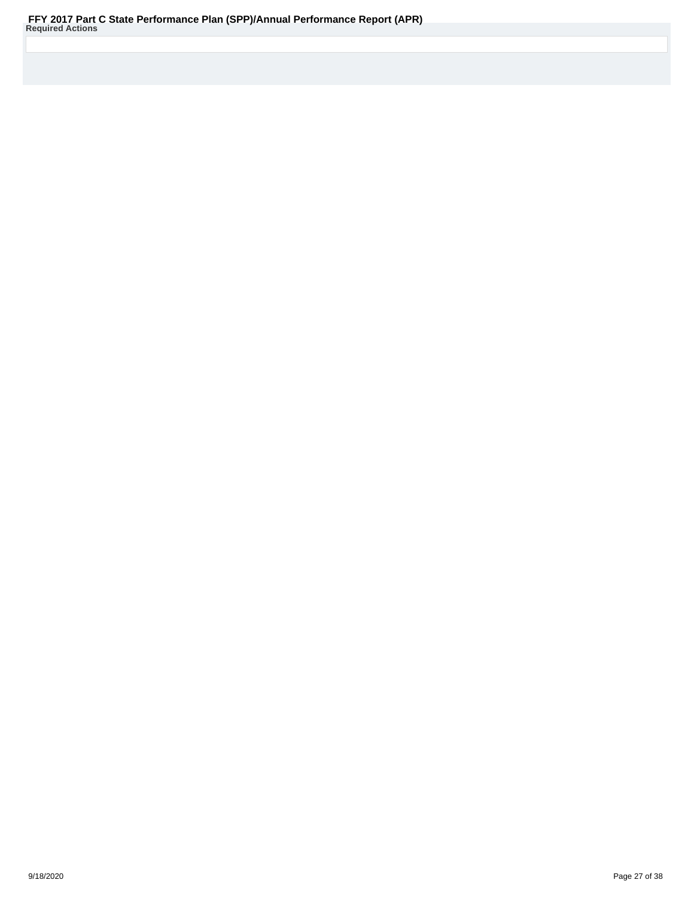**Required Actions**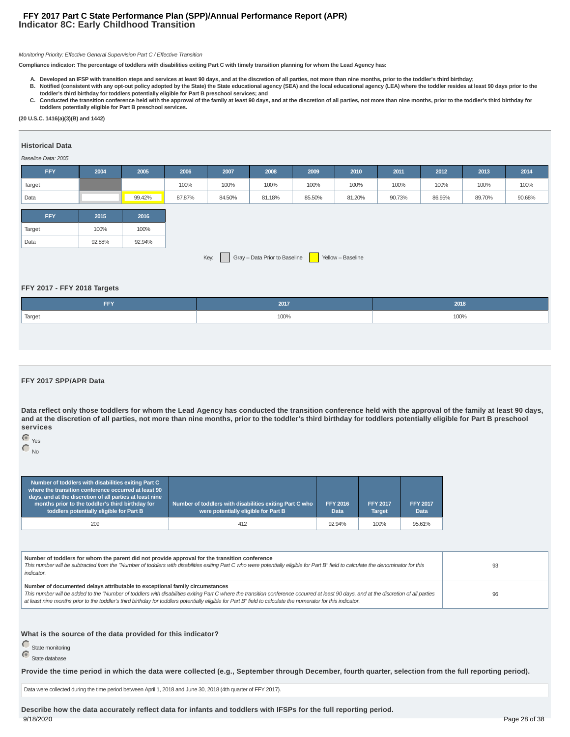# FFY 2017 Part C State Performance Plan (SPP)/Annual Performance Report (APR)
## Indicator 8C: Early Childhood Transition

*Monitoring Priority: Effective General Supervision Part C / Effective Transition*

**Compliance indicator: The percentage of toddlers with disabilities exiting Part C with timely transition planning for whom the Lead Agency has:**

A. **Developed an IFSP with transition steps and services at least 90 days, and at the discretion of all parties, not more than nine months, prior to the toddler's third birthday;**
B. **Notified (consistent with any opt-out policy adopted by the State) the State educational agency (SEA) and the local educational agency (LEA) where the toddler resides at least 90 days prior to the toddler's third birthday for toddlers potentially eligible for Part B preschool services; and**
C. **Conducted the transition conference held with the approval of the family at least 90 days, and at the discretion of all parties, not more than nine months, prior to the toddler's third birthday for toddlers potentially eligible for Part B preschool services.**

**(20 U.S.C. 1416(a)(3)(B) and 1442)**

### Historical Data

*Baseline Data: 2005*

| FFY | 2004 | 2005 | 2006 | 2007 | 2008 | 2009 | 2010 | 2011 | 2012 | 2013 | 2014 |
|---|---|---|---|---|---|---|---|---|---|---|---|
| Target | | | 100% | 100% | 100% | 100% | 100% | 100% | 100% | 100% | 100% |
| Data | | 99.42% | 87.87% | 84.50% | 81.18% | 85.50% | 81.20% | 90.73% | 86.95% | 89.70% | 90.68% |

| FFY | 2015 | 2016 |
|---|---|---|
| Target | 100% | 100% |
| Data | 92.88% | 92.94% |

Key: Gray – Data Prior to Baseline; Yellow – Baseline

### FFY 2017 - FFY 2018 Targets

| FFY | 2017 | 2018 |
|---|---|---|
| Target | 100% | 100% |

### FFY 2017 SPP/APR Data

**Data reflect only those toddlers for whom the Lead Agency has conducted the transition conference held with the approval of the family at least 90 days, and at the discretion of all parties, not more than nine months, prior to the toddler's third birthday for toddlers potentially eligible for Part B preschool services**

- (selected) Yes
- No

| Number of toddlers with disabilities exiting Part C where the transition conference occurred at least 90 days, and at the discretion of all parties at least nine months prior to the toddler's third birthday for toddlers potentially eligible for Part B | Number of toddlers with disabilities exiting Part C who were potentially eligible for Part B | FFY 2016 Data | FFY 2017 Target | FFY 2017 Data |
|---|---|---|---|---|
| 209 | 412 | 92.94% | 100% | 95.61% |

| | |
|---|---|
| **Number of toddlers for whom the parent did not provide approval for the transition conference**<br>*This number will be subtracted from the "Number of toddlers with disabilities exiting Part C who were potentially eligible for Part B" field to calculate the denominator for this indicator.* | 93 |
| **Number of documented delays attributable to exceptional family circumstances**<br>*This number will be added to the "Number of toddlers with disabilities exiting Part C where the transition conference occurred at least 90 days, and at the discretion of all parties at least nine months prior to the toddler's third birthday for toddlers potentially eligible for Part B" field to calculate the numerator for this indicator.* | 96 |

**What is the source of the data provided for this indicator?**

- State monitoring
- (selected) State database

**Provide the time period in which the data were collected (e.g., September through December, fourth quarter, selection from the full reporting period).**

Data were collected during the time period between April 1, 2018 and June 30, 2018 (4th quarter of FFY 2017).

**Describe how the data accurately reflect data for infants and toddlers with IFSPs for the full reporting period.**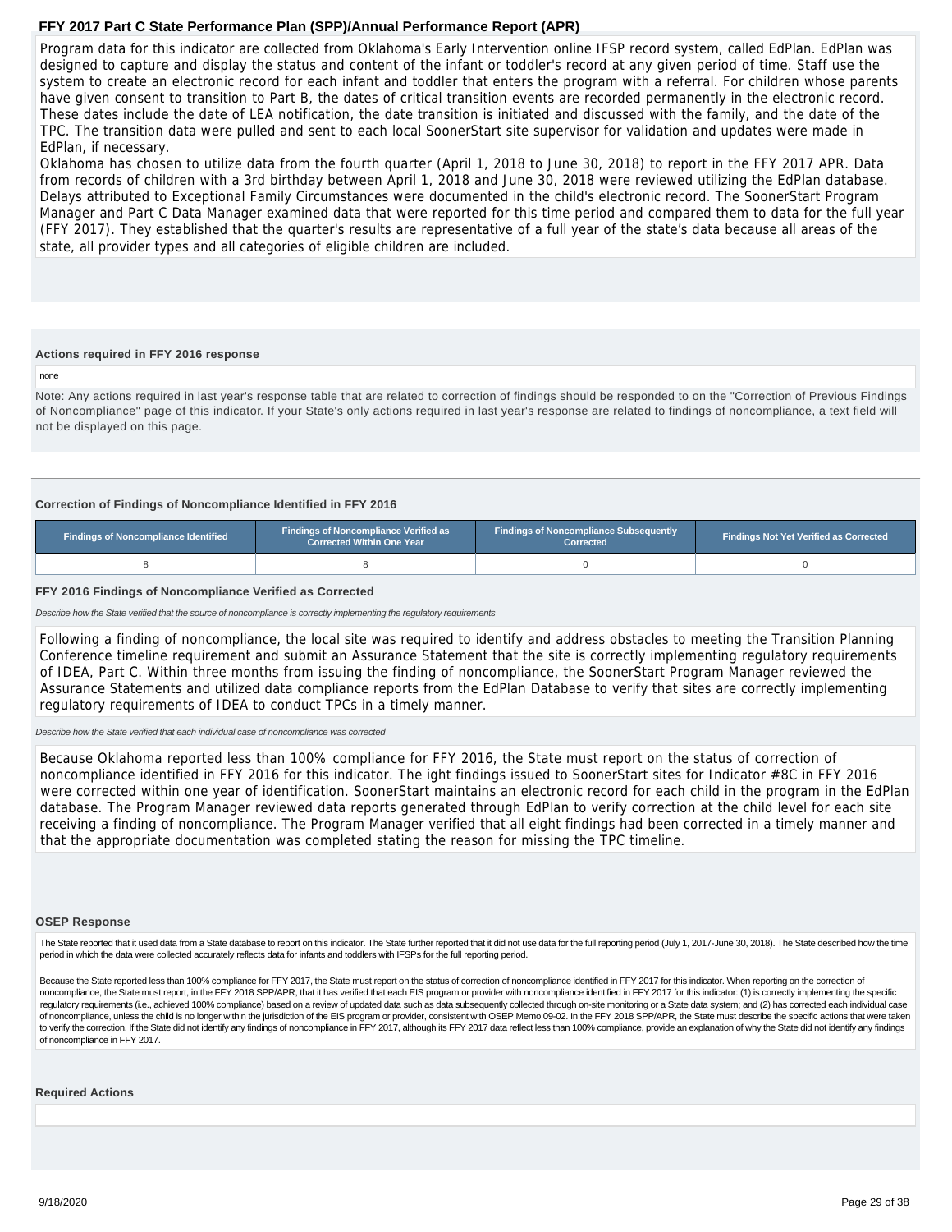Program data for this indicator are collected from Oklahoma's Early Intervention online IFSP record system, called EdPlan. EdPlan was designed to capture and display the status and content of the infant or toddler's record at any given period of time. Staff use the system to create an electronic record for each infant and toddler that enters the program with a referral. For children whose parents have given consent to transition to Part B, the dates of critical transition events are recorded permanently in the electronic record. These dates include the date of LEA notification, the date transition is initiated and discussed with the family, and the date of the TPC. The transition data were pulled and sent to each local SoonerStart site supervisor for validation and updates were made in EdPlan, if necessary.
Oklahoma has chosen to utilize data from the fourth quarter (April 1, 2018 to June 30, 2018) to report in the FFY 2017 APR. Data from records of children with a 3rd birthday between April 1, 2018 and June 30, 2018 were reviewed utilizing the EdPlan database. Delays attributed to Exceptional Family Circumstances were documented in the child's electronic record. The SoonerStart Program Manager and Part C Data Manager examined data that were reported for this time period and compared them to data for the full year (FFY 2017). They established that the quarter's results are representative of a full year of the state's data because all areas of the state, all provider types and all categories of eligible children are included.

### Actions required in FFY 2016 response

none

Note: Any actions required in last year's response table that are related to correction of findings should be responded to on the "Correction of Previous Findings of Noncompliance" page of this indicator. If your State's only actions required in last year's response are related to findings of noncompliance, a text field will not be displayed on this page.

### Correction of Findings of Noncompliance Identified in FFY 2016

| Findings of Noncompliance Identified | Findings of Noncompliance Verified as Corrected Within One Year | Findings of Noncompliance Subsequently Corrected | Findings Not Yet Verified as Corrected |
|---|---|---|---|
| 8 | 8 | 0 | 0 |

### FFY 2016 Findings of Noncompliance Verified as Corrected

*Describe how the State verified that the source of noncompliance is correctly implementing the regulatory requirements*

Following a finding of noncompliance, the local site was required to identify and address obstacles to meeting the Transition Planning Conference timeline requirement and submit an Assurance Statement that the site is correctly implementing regulatory requirements of IDEA, Part C. Within three months from issuing the finding of noncompliance, the SoonerStart Program Manager reviewed the Assurance Statements and utilized data compliance reports from the EdPlan Database to verify that sites are correctly implementing regulatory requirements of IDEA to conduct TPCs in a timely manner.

*Describe how the State verified that each individual case of noncompliance was corrected*

Because Oklahoma reported less than 100% compliance for FFY 2016, the State must report on the status of correction of noncompliance identified in FFY 2016 for this indicator. The ight findings issued to SoonerStart sites for Indicator #8C in FFY 2016 were corrected within one year of identification. SoonerStart maintains an electronic record for each child in the program in the EdPlan database. The Program Manager reviewed the data reports generated through EdPlan to verify correction at the child level for each site receiving a finding of noncompliance. The Program Manager verified that all eight findings had been corrected in a timely manner and that the appropriate documentation was completed stating the reason for missing the TPC timeline.

### OSEP Response

The State reported that it used data from a State database to report on this indicator. The State further reported that it did not use data for the full reporting period (July 1, 2017-June 30, 2018). The State described how the time period in which the data were collected accurately reflects data for infants and toddlers with IFSPs for the full reporting period.

Because the State reported less than 100% compliance for FFY 2017, the State must report on the status of correction of noncompliance identified in FFY 2017 for this indicator. When reporting on the correction of noncompliance, the State must report, in the FFY 2018 SPP/APR, that it has verified that each EIS program or provider with noncompliance identified in FFY 2017 for this indicator: (1) is correctly implementing the specific regulatory requirements (i.e., achieved 100% compliance) based on a review of updated data such as data subsequently collected through on-site monitoring or a State data system; and (2) has corrected each individual case of noncompliance, unless the child is no longer within the jurisdiction of the EIS program or provider, consistent with OSEP Memo 09-02. In the FFY 2018 SPP/APR, the State must describe the specific actions that were taken to verify the correction. If the State did not identify any findings of noncompliance in FFY 2017, although its FFY 2017 data reflect less than 100% compliance, provide an explanation of why the State did not identify any findings of noncompliance in FFY 2017.

### Required Actions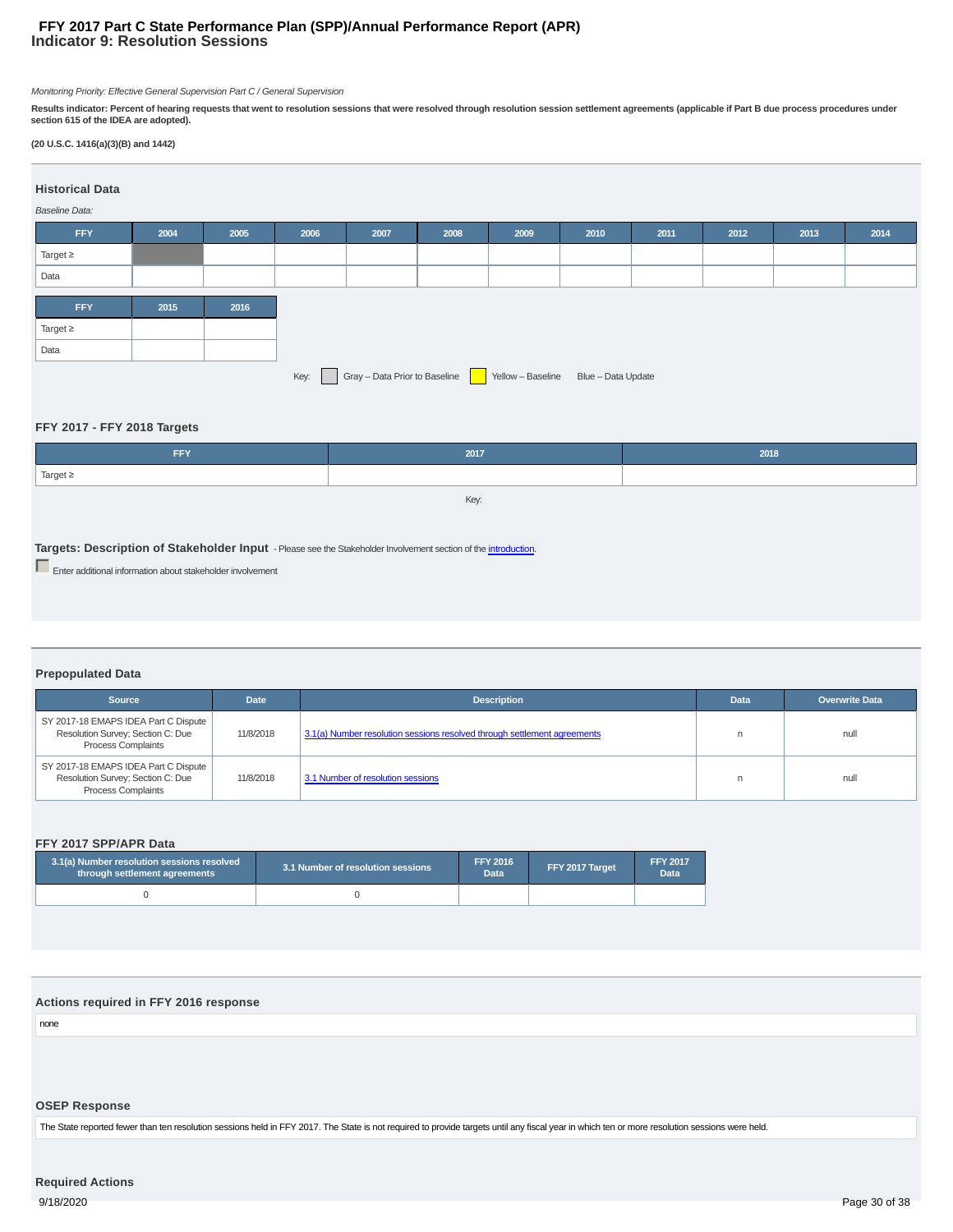# FFY 2017 Part C State Performance Plan (SPP)/Annual Performance Report (APR)
## Indicator 9: Resolution Sessions

*Monitoring Priority: Effective General Supervision Part C / General Supervision*

**Results indicator: Percent of hearing requests that went to resolution sessions that were resolved through resolution session settlement agreements (applicable if Part B due process procedures under section 615 of the IDEA are adopted).**

**(20 U.S.C. 1416(a)(3)(B) and 1442)**

### Historical Data

*Baseline Data:*

| FFY | 2004 | 2005 | 2006 | 2007 | 2008 | 2009 | 2010 | 2011 | 2012 | 2013 | 2014 |
|---|---|---|---|---|---|---|---|---|---|---|---|
| Target ≥ | | | | | | | | | | | |
| Data | | | | | | | | | | | |

| FFY | 2015 | 2016 |
|---|---|---|
| Target ≥ | | |
| Data | | |

Key: Gray – Data Prior to Baseline  Yellow – Baseline  Blue – Data Update

### FFY 2017 - FFY 2018 Targets

| FFY | 2017 | 2018 |
|---|---|---|
| Target ≥ | | |

Key:

### Targets: Description of Stakeholder Input
- Please see the Stakeholder Involvement section of the introduction.

Enter additional information about stakeholder involvement

### Prepopulated Data

| Source | Date | Description | Data | Overwrite Data |
|---|---|---|---|---|
| SY 2017-18 EMAPS IDEA Part C Dispute Resolution Survey; Section C: Due Process Complaints | 11/8/2018 | 3.1(a) Number resolution sessions resolved through settlement agreements | n | null |
| SY 2017-18 EMAPS IDEA Part C Dispute Resolution Survey; Section C: Due Process Complaints | 11/8/2018 | 3.1 Number of resolution sessions | n | null |

### FFY 2017 SPP/APR Data

| 3.1(a) Number resolution sessions resolved through settlement agreements | 3.1 Number of resolution sessions | FFY 2016 Data | FFY 2017 Target | FFY 2017 Data |
|---|---|---|---|---|
| 0 | 0 | | | |

### Actions required in FFY 2016 response

none

### OSEP Response

The State reported fewer than ten resolution sessions held in FFY 2017. The State is not required to provide targets until any fiscal year in which ten or more resolution sessions were held.

### Required Actions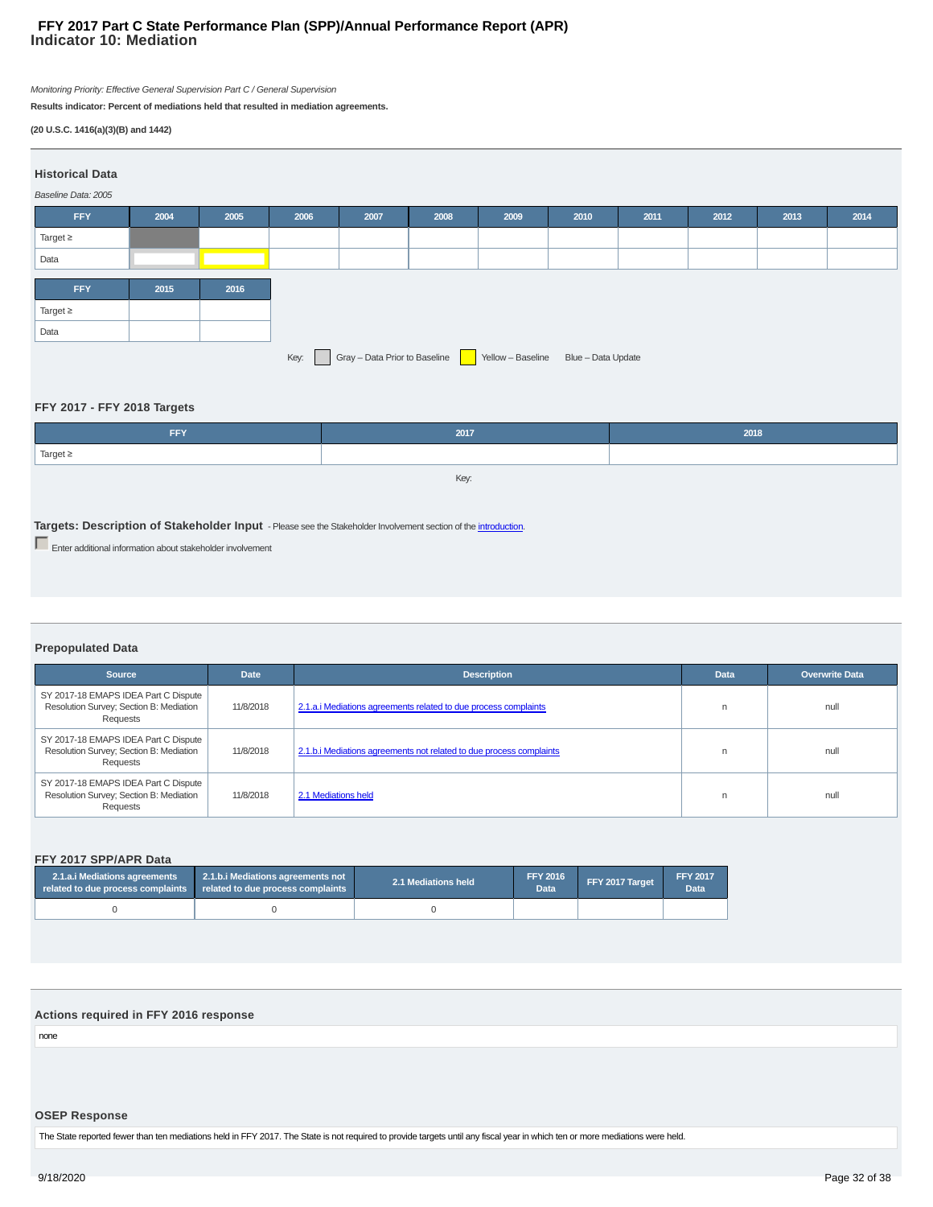# FFY 2017 Part C State Performance Plan (SPP)/Annual Performance Report (APR)

## Indicator 10: Mediation

*Monitoring Priority: Effective General Supervision Part C / General Supervision*

**Results indicator: Percent of mediations held that resulted in mediation agreements.**

**(20 U.S.C. 1416(a)(3)(B) and 1442)**

### Historical Data

*Baseline Data: 2005*

| FFY | 2004 | 2005 | 2006 | 2007 | 2008 | 2009 | 2010 | 2011 | 2012 | 2013 | 2014 |
|---|---|---|---|---|---|---|---|---|---|---|---|
| Target ≥ | | | | | | | | | | | |
| Data | | | | | | | | | | | |

| FFY | 2015 | 2016 |
|---|---|---|
| Target ≥ | | |
| Data | | |

Key: Gray – Data Prior to Baseline Yellow – Baseline Blue – Data Update

### FFY 2017 - FFY 2018 Targets

| FFY | 2017 | 2018 |
|---|---|---|
| Target ≥ | | |

Key:

### Targets: Description of Stakeholder Input

- Please see the Stakeholder Involvement section of the introduction.

Enter additional information about stakeholder involvement

### Prepopulated Data

| Source | Date | Description | Data | Overwrite Data |
|---|---|---|---|---|
| SY 2017-18 EMAPS IDEA Part C Dispute Resolution Survey; Section B: Mediation Requests | 11/8/2018 | 2.1.a.i Mediations agreements related to due process complaints | n | null |
| SY 2017-18 EMAPS IDEA Part C Dispute Resolution Survey; Section B: Mediation Requests | 11/8/2018 | 2.1.b.i Mediations agreements not related to due process complaints | n | null |
| SY 2017-18 EMAPS IDEA Part C Dispute Resolution Survey; Section B: Mediation Requests | 11/8/2018 | 2.1 Mediations held | n | null |

### FFY 2017 SPP/APR Data

| 2.1.a.i Mediations agreements related to due process complaints | 2.1.b.i Mediations agreements not related to due process complaints | 2.1 Mediations held | FFY 2016 Data | FFY 2017 Target | FFY 2017 Data |
|---|---|---|---|---|---|
| 0 | 0 | 0 | | | |

### Actions required in FFY 2016 response

none

### OSEP Response

The State reported fewer than ten mediations held in FFY 2017. The State is not required to provide targets until any fiscal year in which ten or more mediations were held.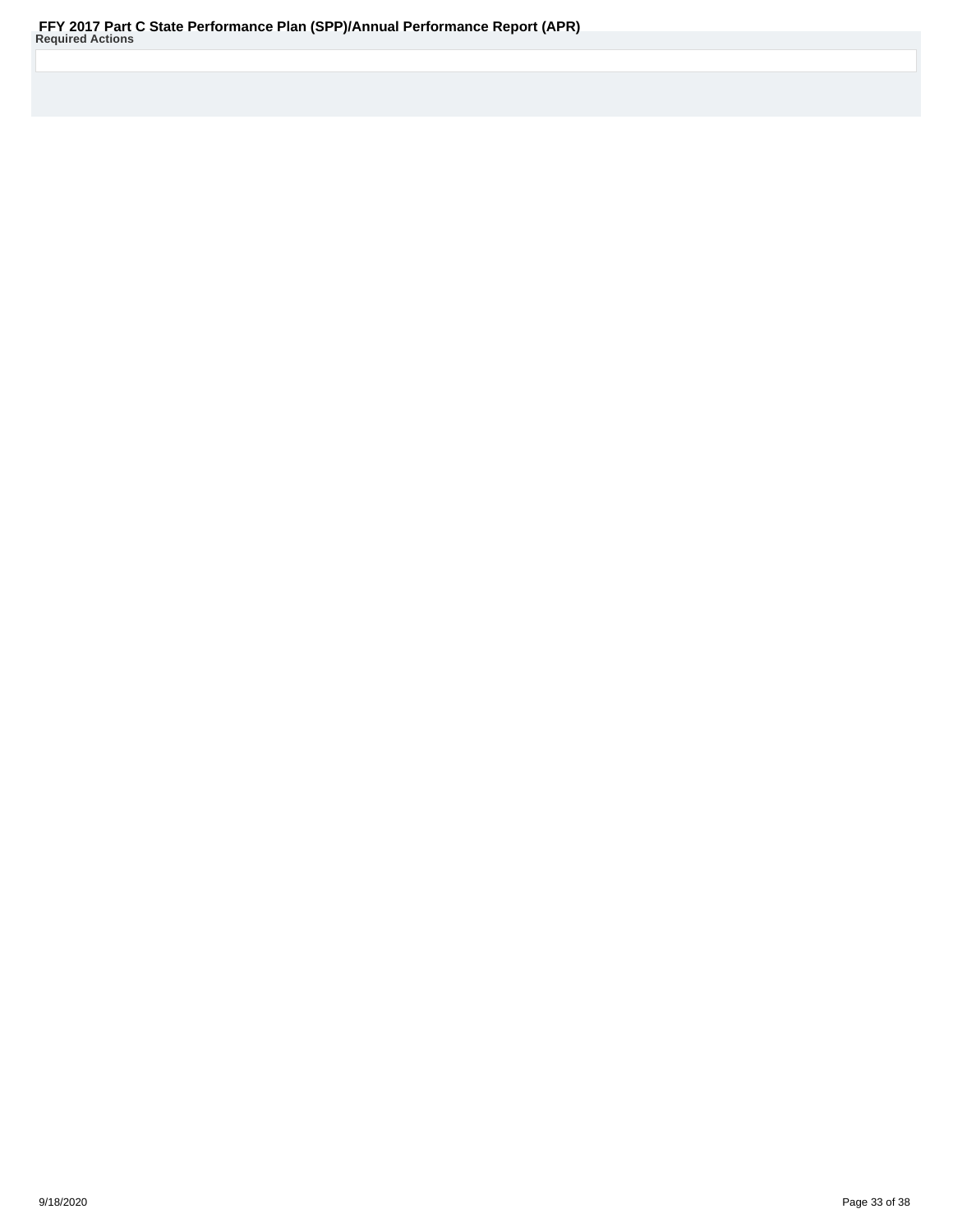**Required Actions**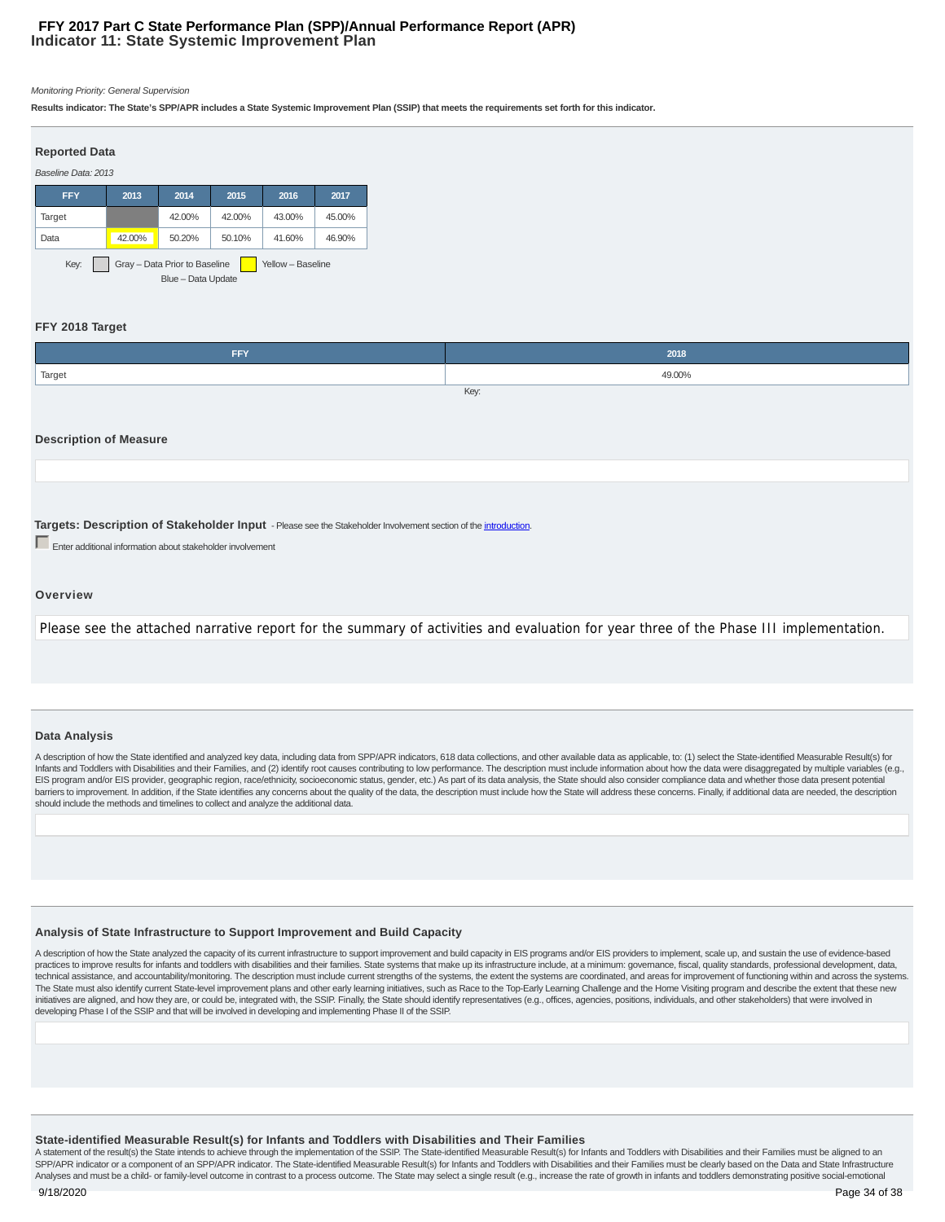# FFY 2017 Part C State Performance Plan (SPP)/Annual Performance Report (APR)
## Indicator 11: State Systemic Improvement Plan

*Monitoring Priority: General Supervision*

**Results indicator: The State's SPP/APR includes a State Systemic Improvement Plan (SSIP) that meets the requirements set forth for this indicator.**

### Reported Data

*Baseline Data: 2013*

| FFY | 2013 | 2014 | 2015 | 2016 | 2017 |
|---|---|---|---|---|---|
| Target | | 42.00% | 42.00% | 43.00% | 45.00% |
| Data | 42.00% | 50.20% | 50.10% | 41.60% | 46.90% |

Key: Gray – Data Prior to Baseline; Yellow – Baseline; Blue – Data Update

### FFY 2018 Target

| FFY | 2018 |
|---|---|
| Target | 49.00% |

Key:

### Description of Measure

### Targets: Description of Stakeholder Input

- Please see the Stakeholder Involvement section of the introduction.

Enter additional information about stakeholder involvement

### Overview

Please see the attached narrative report for the summary of activities and evaluation for year three of the Phase III implementation.

### Data Analysis

A description of how the State identified and analyzed key data, including data from SPP/APR indicators, 618 data collections, and other available data as applicable, to: (1) select the State-identified Measurable Result(s) for Infants and Toddlers with Disabilities and their Families, and (2) identify root causes contributing to low performance. The description must include information about how the data were disaggregated by multiple variables (e.g., EIS program and/or EIS provider, geographic region, race/ethnicity, socioeconomic status, gender, etc.) As part of its data analysis, the State should also consider compliance data and whether those data present potential barriers to improvement. In addition, if the State identifies any concerns about the quality of the data, the description must include how the State will address these concerns. Finally, if additional data are needed, the description should include the methods and timelines to collect and analyze the additional data.

### Analysis of State Infrastructure to Support Improvement and Build Capacity

A description of how the State analyzed the capacity of its current infrastructure to support improvement and build capacity in EIS programs and/or EIS providers to implement, scale up, and sustain the use of evidence-based practices to improve results for infants and toddlers with disabilities and their families. State systems that make up its infrastructure include, at a minimum: governance, fiscal, quality standards, professional development, data, technical assistance, and accountability/monitoring. The description must include current strengths of the systems, the extent the systems are coordinated, and areas for improvement of functioning within and across the systems. The State must also identify current State-level improvement plans and other early learning initiatives, such as Race to the Top-Early Learning Challenge and the Home Visiting program and describe the extent that these new initiatives are aligned, and how they are, or could be, integrated with, the SSIP. Finally, the State should identify representatives (e.g., offices, agencies, positions, individuals, and other stakeholders) that were involved in developing Phase I of the SSIP and that will be involved in developing and implementing Phase II of the SSIP.

### State-identified Measurable Result(s) for Infants and Toddlers with Disabilities and Their Families

A statement of the result(s) the State intends to achieve through the implementation of the SSIP. The State-identified Measurable Result(s) for Infants and Toddlers with Disabilities and their Families must be aligned to an SPP/APR indicator or a component of an SPP/APR indicator. The State-identified Measurable Result(s) for Infants and Toddlers with Disabilities and their Families must be clearly based on the Data and State Infrastructure Analyses and must be a child- or family-level outcome in contrast to a process outcome. The State may select a single result (e.g., increase the rate of growth in infants and toddlers demonstrating positive social-emotional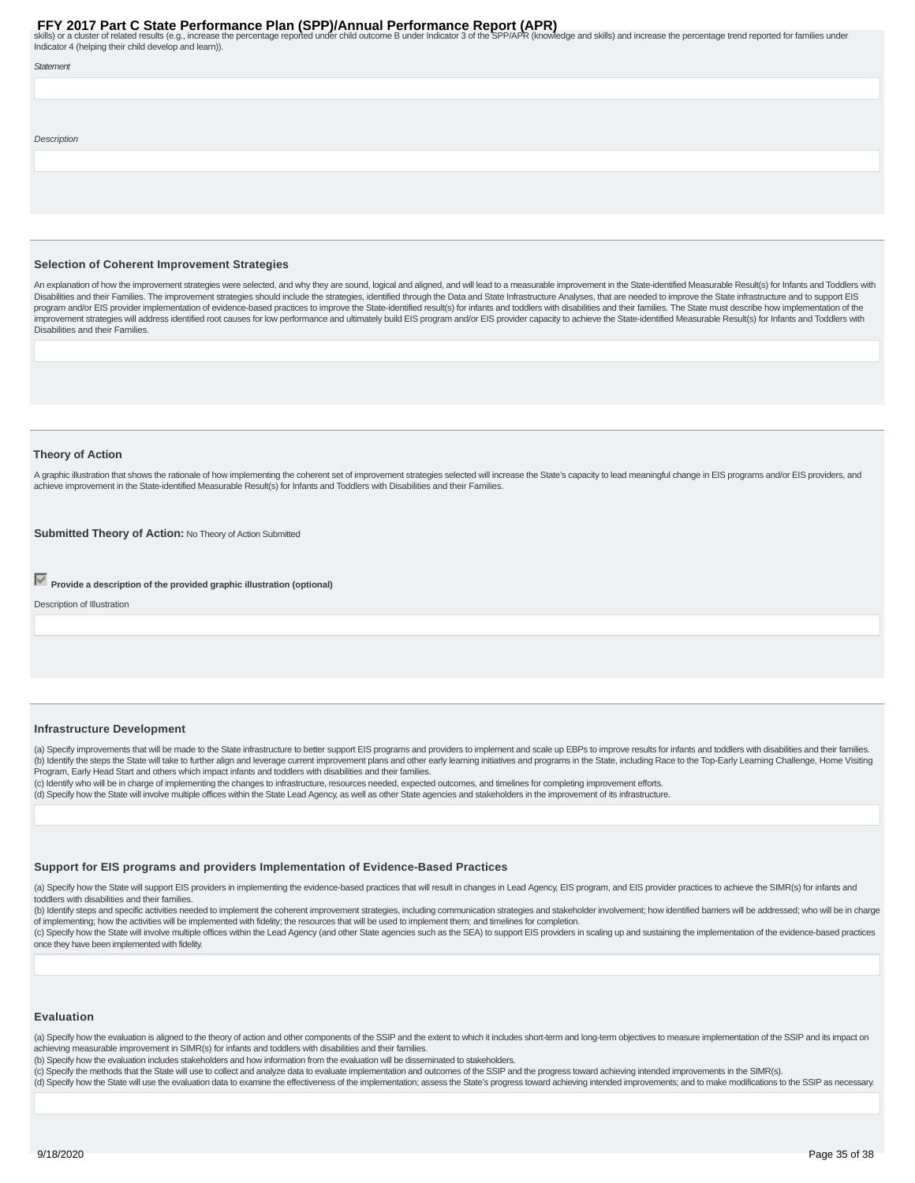skills) or a cluster of related results (e.g., increase the percentage reported under child outcome B under Indicator 3 of the SPP/APR (knowledge and skills) and increase the percentage trend reported for families under Indicator 4 (helping their child develop and learn)).

*Statement*

*Description*

### Selection of Coherent Improvement Strategies

An explanation of how the improvement strategies were selected, and why they are sound, logical and aligned, and will lead to a measurable improvement in the State-identified Measurable Result(s) for Infants and Toddlers with Disabilities and their Families. The improvement strategies should include the strategies, identified through the Data and State Infrastructure Analyses, that are needed to improve the State infrastructure and to support EIS program and/or EIS provider implementation of evidence-based practices to improve the State-identified result(s) for infants and toddlers with disabilities and their families. The State must describe how implementation of the improvement strategies will address identified root causes for low performance and ultimately build EIS program and/or EIS provider capacity to achieve the State-identified Measurable Result(s) for Infants and Toddlers with Disabilities and their Families.

### Theory of Action

A graphic illustration that shows the rationale of how implementing the coherent set of improvement strategies selected will increase the State's capacity to lead meaningful change in EIS programs and/or EIS providers, and achieve improvement in the State-identified Measurable Result(s) for Infants and Toddlers with Disabilities and their Families.

**Submitted Theory of Action:** No Theory of Action Submitted

☑ **Provide a description of the provided graphic illustration (optional)**

Description of Illustration

### Infrastructure Development

(a) Specify improvements that will be made to the State infrastructure to better support EIS programs and providers to implement and scale up EBPs to improve results for infants and toddlers with disabilities and their families.
(b) Identify the steps the State will take to further align and leverage current improvement plans and other early learning initiatives and programs in the State, including Race to the Top-Early Learning Challenge, Home Visiting Program, Early Head Start and others which impact infants and toddlers with disabilities and their families.
(c) Identify who will be in charge of implementing the changes to infrastructure, resources needed, expected outcomes, and timelines for completing improvement efforts.
(d) Specify how the State will involve multiple offices within the State Lead Agency, as well as other State agencies and stakeholders in the improvement of its infrastructure.

### Support for EIS programs and providers Implementation of Evidence-Based Practices

(a) Specify how the State will support EIS providers in implementing the evidence-based practices that will result in changes in Lead Agency, EIS program, and EIS provider practices to achieve the SIMR(s) for infants and toddlers with disabilities and their families.
(b) Identify steps and specific activities needed to implement the coherent improvement strategies, including communication strategies and stakeholder involvement; how identified barriers will be addressed; who will be in charge of implementing; how the activities will be implemented with fidelity; the resources that will be used to implement them; and timelines for completion.
(c) Specify how the State will involve multiple offices within the Lead Agency (and other State agencies such as the SEA) to support EIS providers in scaling up and sustaining the implementation of the evidence-based practices once they have been implemented with fidelity.

### Evaluation

(a) Specify how the evaluation is aligned to the theory of action and other components of the SSIP and the extent to which it includes short-term and long-term objectives to measure implementation of the SSIP and its impact on achieving measurable improvement in SIMR(s) for infants and toddlers with disabilities and their families.
(b) Specify how the evaluation includes stakeholders and how information from the evaluation will be disseminated to stakeholders.
(c) Specify the methods that the State will use to collect and analyze data to evaluate implementation and outcomes of the SSIP and the progress toward achieving intended improvements in the SIMR(s).
(d) Specify how the State will use the evaluation data to examine the effectiveness of the implementation; assess the State's progress toward achieving intended improvements; and to make modifications to the SSIP as necessary.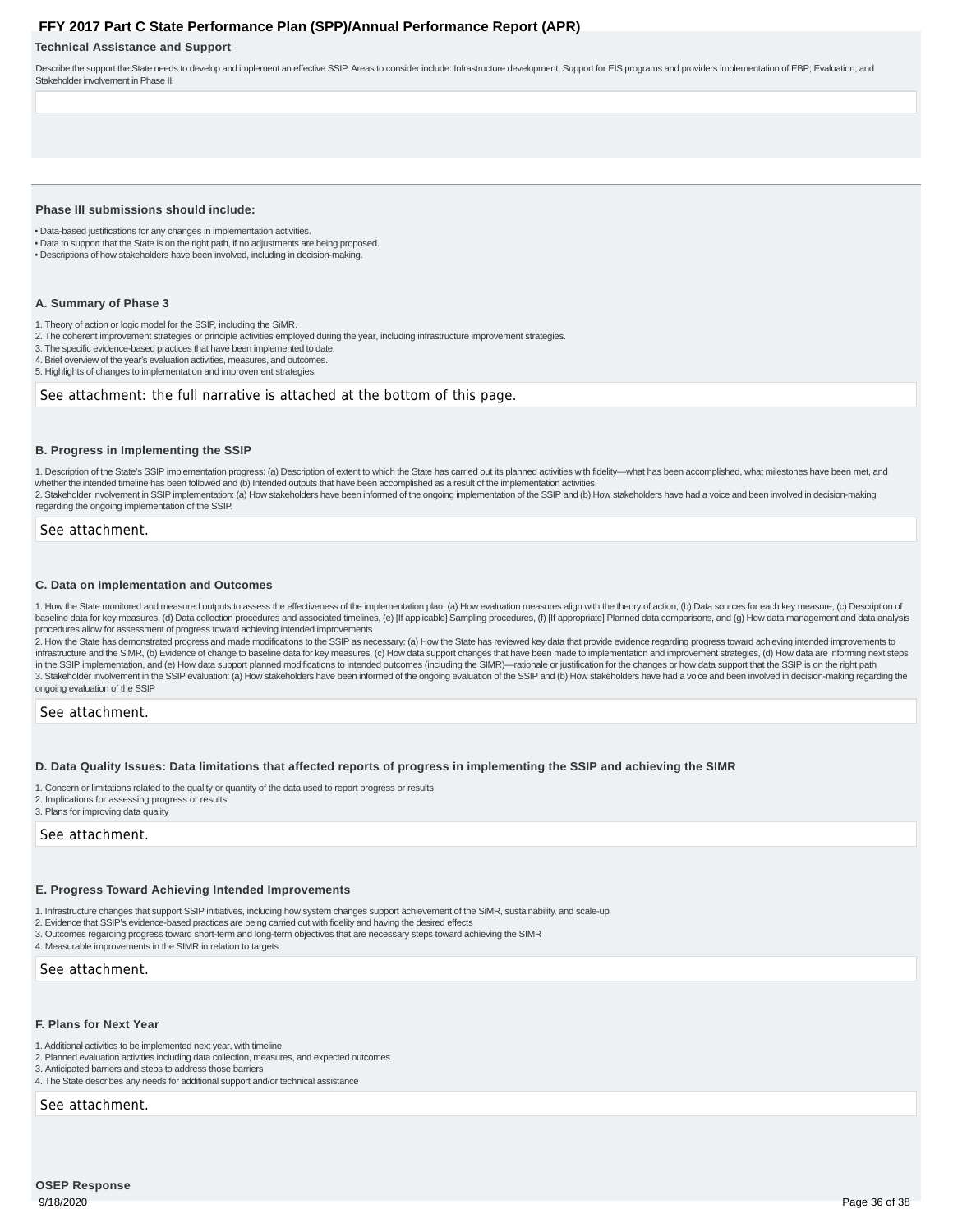### Technical Assistance and Support

Describe the support the State needs to develop and implement an effective SSIP. Areas to consider include: Infrastructure development; Support for EIS programs and providers implementation of EBP; Evaluation; and Stakeholder involvement in Phase II.

---

### Phase III submissions should include:

- Data-based justifications for any changes in implementation activities.
- Data to support that the State is on the right path, if no adjustments are being proposed.
- Descriptions of how stakeholders have been involved, including in decision-making.

### A. Summary of Phase 3

1. Theory of action or logic model for the SSIP, including the SiMR.
2. The coherent improvement strategies or principle activities employed during the year, including infrastructure improvement strategies.
3. The specific evidence-based practices that have been implemented to date.
4. Brief overview of the year's evaluation activities, measures, and outcomes.
5. Highlights of changes to implementation and improvement strategies.

See attachment: the full narrative is attached at the bottom of this page.

### B. Progress in Implementing the SSIP

1. Description of the State's SSIP implementation progress: (a) Description of extent to which the State has carried out its planned activities with fidelity—what has been accomplished, what milestones have been met, and whether the intended timeline has been followed and (b) Intended outputs that have been accomplished as a result of the implementation activities.
2. Stakeholder involvement in SSIP implementation: (a) How stakeholders have been informed of the ongoing implementation of the SSIP and (b) How stakeholders have had a voice and been involved in decision-making regarding the ongoing implementation of the SSIP.

See attachment.

### C. Data on Implementation and Outcomes

1. How the State monitored and measured outputs to assess the effectiveness of the implementation plan: (a) How evaluation measures align with the theory of action, (b) Data sources for each key measure, (c) Description of baseline data for key measures, (d) Data collection procedures and associated timelines, (e) [If applicable] Sampling procedures, (f) [If appropriate] Planned data comparisons, and (g) How data management and data analysis procedures allow for assessment of progress toward achieving intended improvements
2. How the State has demonstrated progress and made modifications to the SSIP as necessary: (a) How the State has reviewed key data that provide evidence regarding progress toward achieving intended improvements to infrastructure and the SiMR, (b) Evidence of change to baseline data for key measures, (c) How data support changes that have been made to implementation and improvement strategies, (d) How data are informing next steps in the SSIP implementation, and (e) How data support planned modifications to intended outcomes (including the SIMR)—rationale or justification for the changes or how data support that the SSIP is on the right path
3. Stakeholder involvement in the SSIP evaluation: (a) How stakeholders have been informed of the ongoing evaluation of the SSIP and (b) How stakeholders have had a voice and been involved in decision-making regarding the ongoing evaluation of the SSIP

See attachment.

### D. Data Quality Issues: Data limitations that affected reports of progress in implementing the SSIP and achieving the SIMR

1. Concern or limitations related to the quality or quantity of the data used to report progress or results
2. Implications for assessing progress or results
3. Plans for improving data quality

See attachment.

### E. Progress Toward Achieving Intended Improvements

1. Infrastructure changes that support SSIP initiatives, including how system changes support achievement of the SiMR, sustainability, and scale-up
2. Evidence that SSIP's evidence-based practices are being carried out with fidelity and having the desired effects
3. Outcomes regarding progress toward short-term and long-term objectives that are necessary steps toward achieving the SIMR
4. Measurable improvements in the SIMR in relation to targets

See attachment.

### F. Plans for Next Year

1. Additional activities to be implemented next year, with timeline
2. Planned evaluation activities including data collection, measures, and expected outcomes
3. Anticipated barriers and steps to address those barriers
4. The State describes any needs for additional support and/or technical assistance

See attachment.

### OSEP Response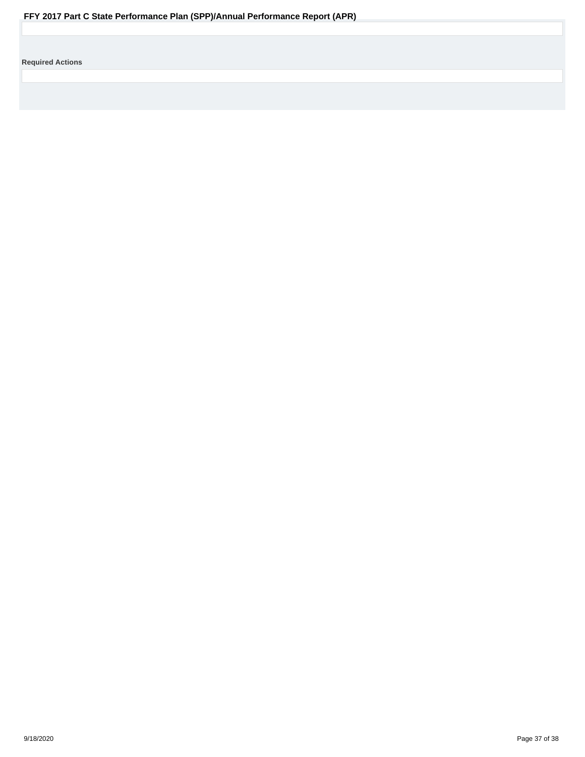**Required Actions**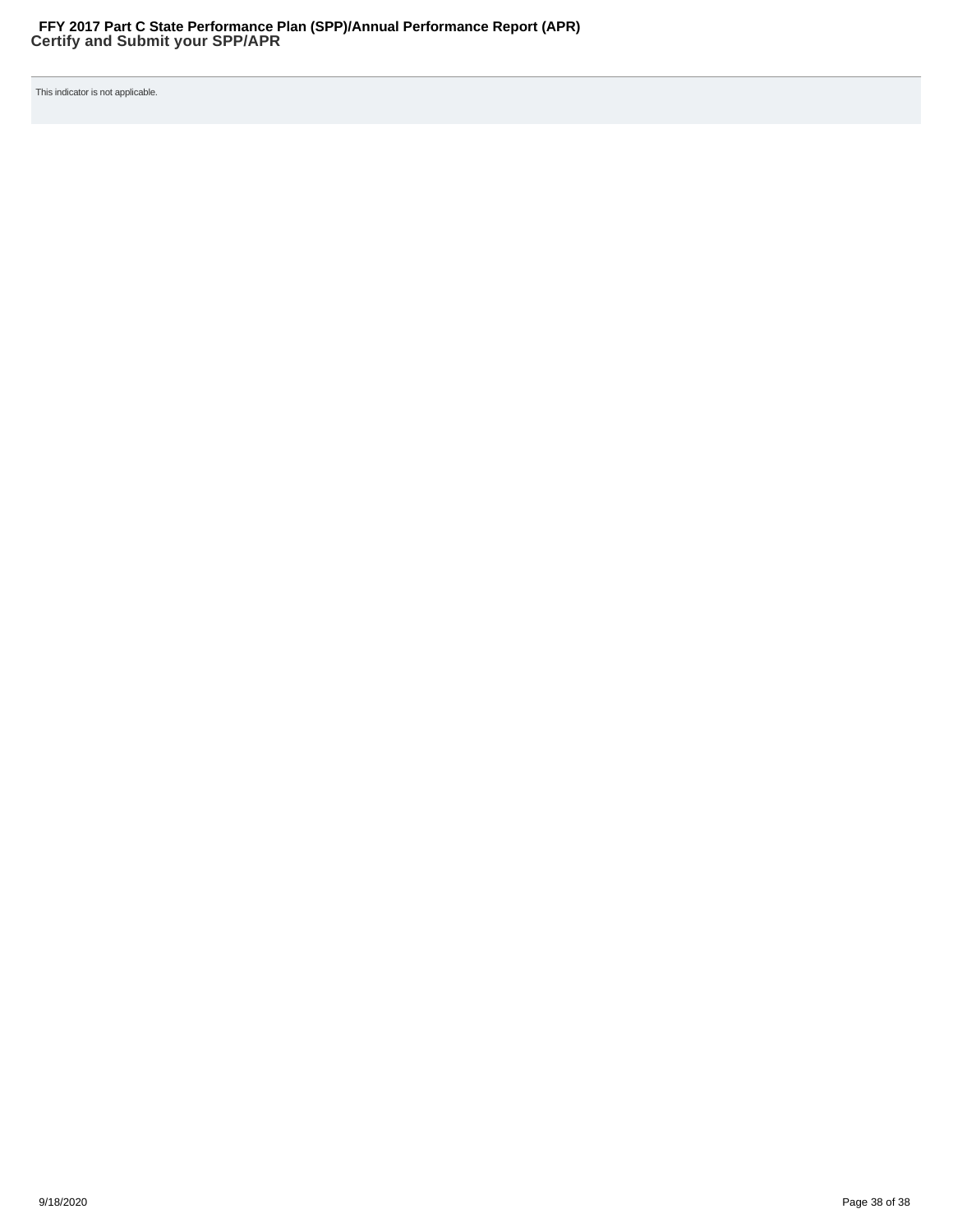## Certify and Submit your SPP/APR

This indicator is not applicable.